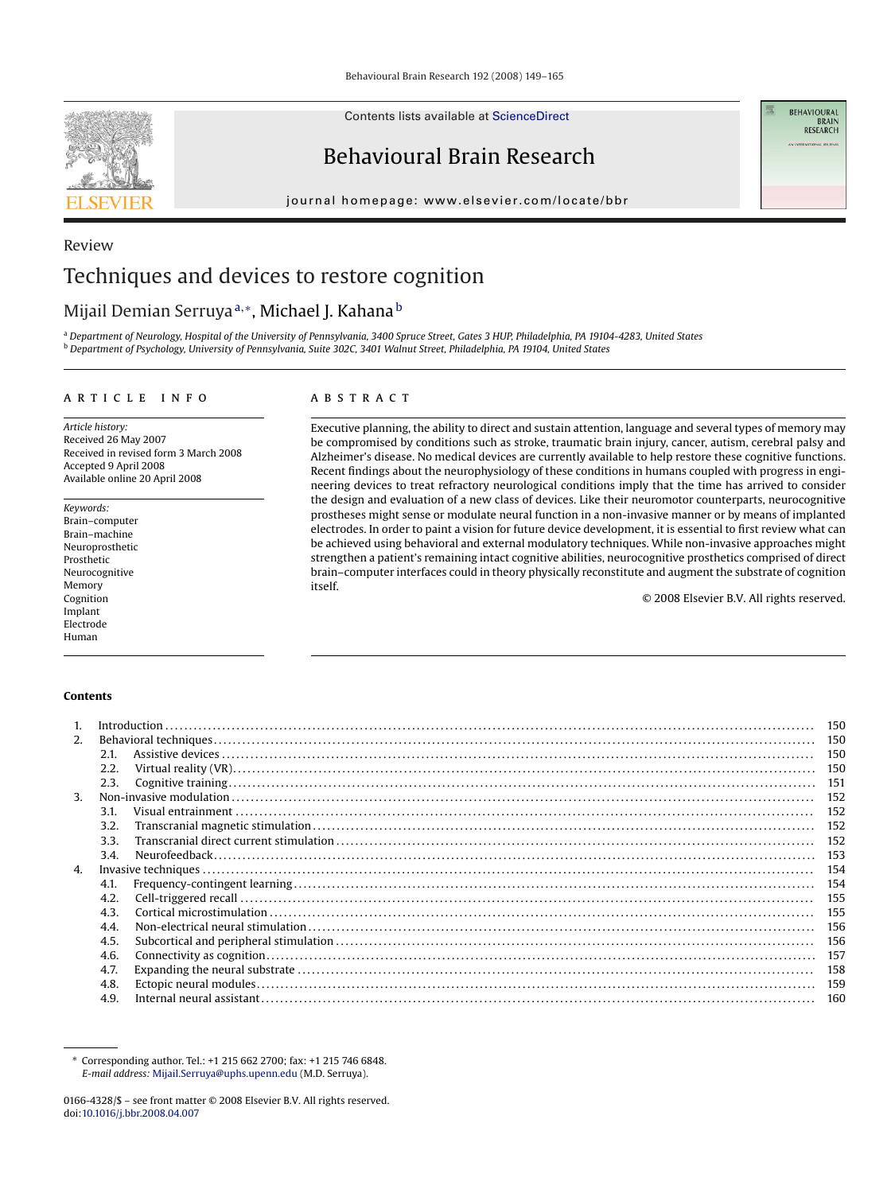Contents lists available at ScienceDirect

# Behavioural Brain Research

journal homepage: www.elsevier.com/locate/bbr

Review

# Techniques and devices to restore cognition

Mijail Demian Serruya[a,*], Michael J. Kahana[b]

[a] Department of Neurology, Hospital of the University of Pennsylvania, 3400 Spruce Street, Gates 3 HUP, Philadelphia, PA 19104-4283, United States
[b] Department of Psychology, University of Pennsylvania, Suite 302C, 3401 Walnut Street, Philadelphia, PA 19104, United States

## ARTICLE INFO

*Article history:*
Received 26 May 2007
Received in revised form 3 March 2008
Accepted 9 April 2008
Available online 20 April 2008

*Keywords:*
Brain–computer
Brain–machine
Neuroprosthetic
Prosthetic
Neurocognitive
Memory
Cognition
Implant
Electrode
Human

## ABSTRACT

Executive planning, the ability to direct and sustain attention, language and several types of memory may be compromised by conditions such as stroke, traumatic brain injury, cancer, autism, cerebral palsy and Alzheimer's disease. No medical devices are currently available to help restore these cognitive functions. Recent findings about the neurophysiology of these conditions in humans coupled with progress in engineering devices to treat refractory neurological conditions imply that the time has arrived to consider the design and evaluation of a new class of devices. Like their neuromotor counterparts, neurocognitive prostheses might sense or modulate neural function in a non-invasive manner or by means of implanted electrodes. In order to paint a vision for future device development, it is essential to first review what can be achieved using behavioral and external modulatory techniques. While non-invasive approaches might strengthen a patient's remaining intact cognitive abilities, neurocognitive prosthetics comprised of direct brain–computer interfaces could in theory physically reconstitute and augment the substrate of cognition itself.

© 2008 Elsevier B.V. All rights reserved.

**Contents**

1. Introduction .......... 150
2. Behavioral techniques .......... 150
   - 2.1. Assistive devices .......... 150
   - 2.2. Virtual reality (VR) .......... 150
   - 2.3. Cognitive training .......... 151
3. Non-invasive modulation .......... 152
   - 3.1. Visual entrainment .......... 152
   - 3.2. Transcranial magnetic stimulation .......... 152
   - 3.3. Transcranial direct current stimulation .......... 152
   - 3.4. Neurofeedback .......... 153
4. Invasive techniques .......... 154
   - 4.1. Frequency-contingent learning .......... 154
   - 4.2. Cell-triggered recall .......... 155
   - 4.3. Cortical microstimulation .......... 155
   - 4.4. Non-electrical neural stimulation .......... 156
   - 4.5. Subcortical and peripheral stimulation .......... 156
   - 4.6. Connectivity as cognition .......... 157
   - 4.7. Expanding the neural substrate .......... 158
   - 4.8. Ectopic neural modules .......... 159
   - 4.9. Internal neural assistant .......... 160

* Corresponding author. Tel.: +1 215 662 2700; fax: +1 215 746 6848.
*E-mail address:* Mijail.Serruya@uphs.upenn.edu (M.D. Serruya).

0166-4328/$ – see front matter © 2008 Elsevier B.V. All rights reserved.
doi:10.1016/j.bbr.2008.04.007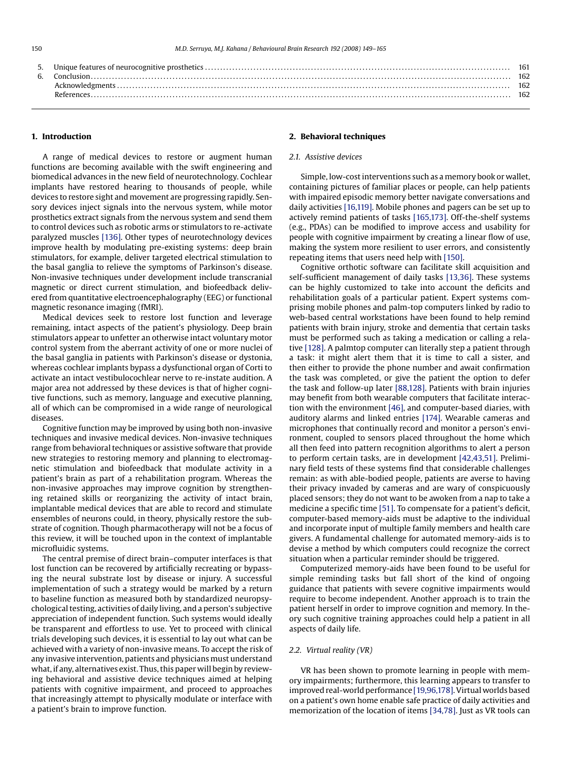5. Unique features of neurocognitive prosthetics ............ 161
6. Conclusion ............ 162
   Acknowledgments ............ 162
   References ............ 162

## 1. Introduction

A range of medical devices to restore or augment human functions are becoming available with the swift engineering and biomedical advances in the new field of neurotechnology. Cochlear implants have restored hearing to thousands of people, while devices to restore sight and movement are progressing rapidly. Sensory devices inject signals into the nervous system, while motor prosthetics extract signals from the nervous system and send them to control devices such as robotic arms or stimulators to re-activate paralyzed muscles [136]. Other types of neurotechnology devices improve health by modulating pre-existing systems: deep brain stimulators, for example, deliver targeted electrical stimulation to the basal ganglia to relieve the symptoms of Parkinson's disease. Non-invasive techniques under development include transcranial magnetic or direct current stimulation, and biofeedback delivered from quantitative electroencephalography (EEG) or functional magnetic resonance imaging (fMRI).

Medical devices seek to restore lost function and leverage remaining, intact aspects of the patient's physiology. Deep brain stimulators appear to unfetter an otherwise intact voluntary motor control system from the aberrant activity of one or more nuclei of the basal ganglia in patients with Parkinson's disease or dystonia, whereas cochlear implants bypass a dysfunctional organ of Corti to activate an intact vestibulocochlear nerve to re-instate audition. A major area not addressed by these devices is that of higher cognitive functions, such as memory, language and executive planning, all of which can be compromised in a wide range of neurological diseases.

Cognitive function may be improved by using both non-invasive techniques and invasive medical devices. Non-invasive techniques range from behavioral techniques or assistive software that provide new strategies to restoring memory and planning to electromagnetic stimulation and biofeedback that modulate activity in a patient's brain as part of a rehabilitation program. Whereas the non-invasive approaches may improve cognition by strengthening retained skills or reorganizing the activity of intact brain, implantable medical devices that are able to record and stimulate ensembles of neurons could, in theory, physically restore the substrate of cognition. Though pharmacotherapy will not be a focus of this review, it will be touched upon in the context of implantable microfluidic systems.

The central premise of direct brain–computer interfaces is that lost function can be recovered by artificially recreating or bypassing the neural substrate lost by disease or injury. A successful implementation of such a strategy would be marked by a return to baseline function as measured both by standardized neuropsychological testing, activities of daily living, and a person's subjective appreciation of independent function. Such systems would ideally be transparent and effortless to use. Yet to proceed with clinical trials developing such devices, it is essential to lay out what can be achieved with a variety of non-invasive means. To accept the risk of any invasive intervention, patients and physicians must understand what, if any, alternatives exist. Thus, this paper will begin by reviewing behavioral and assistive device techniques aimed at helping patients with cognitive impairment, and proceed to approaches that increasingly attempt to physically modulate or interface with a patient's brain to improve function.

## 2. Behavioral techniques

### 2.1. Assistive devices

Simple, low-cost interventions such as a memory book or wallet, containing pictures of familiar places or people, can help patients with impaired episodic memory better navigate conversations and daily activities [16,119]. Mobile phones and pagers can be set up to actively remind patients of tasks [165,173]. Off-the-shelf systems (e.g., PDAs) can be modified to improve access and usability for people with cognitive impairment by creating a linear flow of use, making the system more resilient to user errors, and consistently repeating items that users need help with [150].

Cognitive orthotic software can facilitate skill acquisition and self-sufficient management of daily tasks [13,36]. These systems can be highly customized to take into account the deficits and rehabilitation goals of a particular patient. Expert systems comprising mobile phones and palm-top computers linked by radio to web-based central workstations have been found to help remind patients with brain injury, stroke and dementia that certain tasks must be performed such as taking a medication or calling a relative [128]. A palmtop computer can literally step a patient through a task: it might alert them that it is time to call a sister, and then either to provide the phone number and await confirmation the task was completed, or give the patient the option to defer the task and follow-up later [88,128]. Patients with brain injuries may benefit from both wearable computers that facilitate interaction with the environment [46], and computer-based diaries, with auditory alarms and linked entries [174]. Wearable cameras and microphones that continually record and monitor a person's environment, coupled to sensors placed throughout the home which all then feed into pattern recognition algorithms to alert a person to perform certain tasks, are in development [42,43,51]. Preliminary field tests of these systems find that considerable challenges remain: as with able-bodied people, patients are averse to having their privacy invaded by cameras and are wary of conspicuously placed sensors; they do not want to be awoken from a nap to take a medicine a specific time [51]. To compensate for a patient's deficit, computer-based memory-aids must be adaptive to the individual and incorporate input of multiple family members and health care givers. A fundamental challenge for automated memory-aids is to devise a method by which computers could recognize the correct situation when a particular reminder should be triggered.

Computerized memory-aids have been found to be useful for simple reminding tasks but fall short of the kind of ongoing guidance that patients with severe cognitive impairments would require to become independent. Another approach is to train the patient herself in order to improve cognition and memory. In theory such cognitive training approaches could help a patient in all aspects of daily life.

### 2.2. Virtual reality (VR)

VR has been shown to promote learning in people with memory impairments; furthermore, this learning appears to transfer to improved real-world performance [19,96,178]. Virtual worlds based on a patient's own home enable safe practice of daily activities and memorization of the location of items [34,78]. Just as VR tools can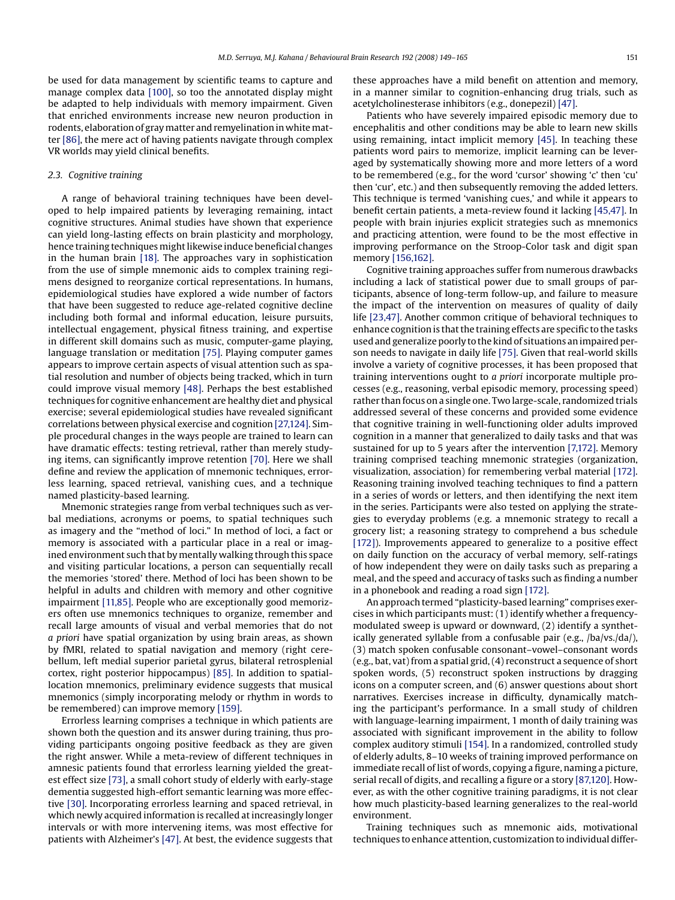be used for data management by scientific teams to capture and manage complex data [100], so too the annotated display might be adapted to help individuals with memory impairment. Given that enriched environments increase new neuron production in rodents, elaboration of gray matter and remyelination in white matter [86], the mere act of having patients navigate through complex VR worlds may yield clinical benefits.

### 2.3. Cognitive training

A range of behavioral training techniques have been developed to help impaired patients by leveraging remaining, intact cognitive structures. Animal studies have shown that experience can yield long-lasting effects on brain plasticity and morphology, hence training techniques might likewise induce beneficial changes in the human brain [18]. The approaches vary in sophistication from the use of simple mnemonic aids to complex training regimens designed to reorganize cortical representations. In humans, epidemiological studies have explored a wide number of factors that have been suggested to reduce age-related cognitive decline including both formal and informal education, leisure pursuits, intellectual engagement, physical fitness training, and expertise in different skill domains such as music, computer-game playing, language translation or meditation [75]. Playing computer games appears to improve certain aspects of visual attention such as spatial resolution and number of objects being tracked, which in turn could improve visual memory [48]. Perhaps the best established techniques for cognitive enhancement are healthy diet and physical exercise; several epidemiological studies have revealed significant correlations between physical exercise and cognition [27,124]. Simple procedural changes in the ways people are trained to learn can have dramatic effects: testing retrieval, rather than merely studying items, can significantly improve retention [70]. Here we shall define and review the application of mnemonic techniques, errorless learning, spaced retrieval, vanishing cues, and a technique named plasticity-based learning.

Mnemonic strategies range from verbal techniques such as verbal mediations, acronyms or poems, to spatial techniques such as imagery and the "method of loci." In method of loci, a fact or memory is associated with a particular place in a real or imagined environment such that by mentally walking through this space and visiting particular locations, a person can sequentially recall the memories 'stored' there. Method of loci has been shown to be helpful in adults and children with memory and other cognitive impairment [11,85]. People who are exceptionally good memorizers often use mnemonics techniques to organize, remember and recall large amounts of visual and verbal memories that do not *a priori* have spatial organization by using brain areas, as shown by fMRI, related to spatial navigation and memory (right cerebellum, left medial superior parietal gyrus, bilateral retrosplenial cortex, right posterior hippocampus) [85]. In addition to spatial-location mnemonics, preliminary evidence suggests that musical mnemonics (simply incorporating melody or rhythm in words to be remembered) can improve memory [159].

Errorless learning comprises a technique in which patients are shown both the question and its answer during training, thus providing participants ongoing positive feedback as they are given the right answer. While a meta-review of different techniques in amnesic patients found that errorless learning yielded the greatest effect size [73], a small cohort study of elderly with early-stage dementia suggested high-effort semantic learning was more effective [30]. Incorporating errorless learning and spaced retrieval, in which newly acquired information is recalled at increasingly longer intervals or with more intervening items, was most effective for patients with Alzheimer's [47]. At best, the evidence suggests that these approaches have a mild benefit on attention and memory, in a manner similar to cognition-enhancing drug trials, such as acetylcholinesterase inhibitors (e.g., donepezil) [47].

Patients who have severely impaired episodic memory due to encephalitis and other conditions may be able to learn new skills using remaining, intact implicit memory [45]. In teaching these patients word pairs to memorize, implicit learning can be leveraged by systematically showing more and more letters of a word to be remembered (e.g., for the word 'cursor' showing 'c' then 'cu' then 'cur', etc.) and then subsequently removing the added letters. This technique is termed 'vanishing cues,' and while it appears to benefit certain patients, a meta-review found it lacking [45,47]. In people with brain injuries explicit strategies such as mnemonics and practicing attention, were found to be the most effective in improving performance on the Stroop-Color task and digit span memory [156,162].

Cognitive training approaches suffer from numerous drawbacks including a lack of statistical power due to small groups of participants, absence of long-term follow-up, and failure to measure the impact of the intervention on measures of quality of daily life [23,47]. Another common critique of behavioral techniques to enhance cognition is that the training effects are specific to the tasks used and generalize poorly to the kind of situations an impaired person needs to navigate in daily life [75]. Given that real-world skills involve a variety of cognitive processes, it has been proposed that training interventions ought to *a priori* incorporate multiple processes (e.g., reasoning, verbal episodic memory, processing speed) rather than focus on a single one. Two large-scale, randomized trials addressed several of these concerns and provided some evidence that cognitive training in well-functioning older adults improved cognition in a manner that generalized to daily tasks and that was sustained for up to 5 years after the intervention [7,172]. Memory training comprised teaching mnemonic strategies (organization, visualization, association) for remembering verbal material [172]. Reasoning training involved teaching techniques to find a pattern in a series of words or letters, and then identifying the next item in the series. Participants were also tested on applying the strategies to everyday problems (e.g. a mnemonic strategy to recall a grocery list; a reasoning strategy to comprehend a bus schedule [172]). Improvements appeared to generalize to a positive effect on daily function on the accuracy of verbal memory, self-ratings of how independent they were on daily tasks such as preparing a meal, and the speed and accuracy of tasks such as finding a number in a phonebook and reading a road sign [172].

An approach termed "plasticity-based learning" comprises exercises in which participants must: (1) identify whether a frequency-modulated sweep is upward or downward, (2) identify a synthetically generated syllable from a confusable pair (e.g., /ba/vs./da/), (3) match spoken confusable consonant–vowel–consonant words (e.g., bat, vat) from a spatial grid, (4) reconstruct a sequence of short spoken words, (5) reconstruct spoken instructions by dragging icons on a computer screen, and (6) answer questions about short narratives. Exercises increase in difficulty, dynamically matching the participant's performance. In a small study of children with language-learning impairment, 1 month of daily training was associated with significant improvement in the ability to follow complex auditory stimuli [154]. In a randomized, controlled study of elderly adults, 8–10 weeks of training improved performance on immediate recall of list of words, copying a figure, naming a picture, serial recall of digits, and recalling a figure or a story [87,120]. However, as with the other cognitive training paradigms, it is not clear how much plasticity-based learning generalizes to the real-world environment.

Training techniques such as mnemonic aids, motivational techniques to enhance attention, customization to individual differ-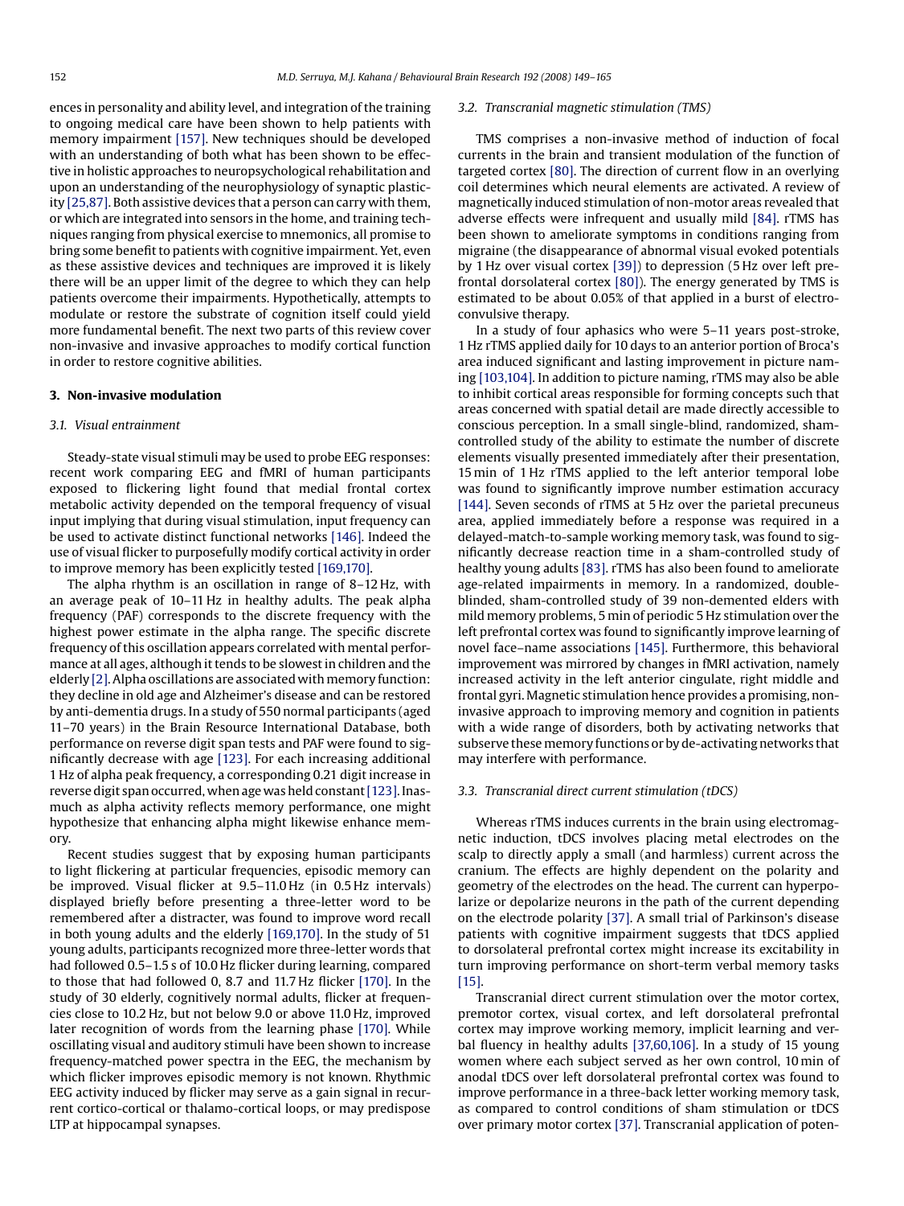ences in personality and ability level, and integration of the training to ongoing medical care have been shown to help patients with memory impairment [157]. New techniques should be developed with an understanding of both what has been shown to be effective in holistic approaches to neuropsychological rehabilitation and upon an understanding of the neurophysiology of synaptic plasticity [25,87]. Both assistive devices that a person can carry with them, or which are integrated into sensors in the home, and training techniques ranging from physical exercise to mnemonics, all promise to bring some benefit to patients with cognitive impairment. Yet, even as these assistive devices and techniques are improved it is likely there will be an upper limit of the degree to which they can help patients overcome their impairments. Hypothetically, attempts to modulate or restore the substrate of cognition itself could yield more fundamental benefit. The next two parts of this review cover non-invasive and invasive approaches to modify cortical function in order to restore cognitive abilities.

## 3. Non-invasive modulation

### 3.1. Visual entrainment

Steady-state visual stimuli may be used to probe EEG responses: recent work comparing EEG and fMRI of human participants exposed to flickering light found that medial frontal cortex metabolic activity depended on the temporal frequency of visual input implying that during visual stimulation, input frequency can be used to activate distinct functional networks [146]. Indeed the use of visual flicker to purposefully modify cortical activity in order to improve memory has been explicitly tested [169,170].

The alpha rhythm is an oscillation in range of 8–12 Hz, with an average peak of 10–11 Hz in healthy adults. The peak alpha frequency (PAF) corresponds to the discrete frequency with the highest power estimate in the alpha range. The specific discrete frequency of this oscillation appears correlated with mental performance at all ages, although it tends to be slowest in children and the elderly [2]. Alpha oscillations are associated with memory function: they decline in old age and Alzheimer's disease and can be restored by anti-dementia drugs. In a study of 550 normal participants (aged 11–70 years) in the Brain Resource International Database, both performance on reverse digit span tests and PAF were found to significantly decrease with age [123]. For each increasing additional 1 Hz of alpha peak frequency, a corresponding 0.21 digit increase in reverse digit span occurred, when age was held constant [123]. Inasmuch as alpha activity reflects memory performance, one might hypothesize that enhancing alpha might likewise enhance memory.

Recent studies suggest that by exposing human participants to light flickering at particular frequencies, episodic memory can be improved. Visual flicker at 9.5–11.0 Hz (in 0.5 Hz intervals) displayed briefly before presenting a three-letter word to be remembered after a distracter, was found to improve word recall in both young adults and the elderly [169,170]. In the study of 51 young adults, participants recognized more three-letter words that had followed 0.5–1.5 s of 10.0 Hz flicker during learning, compared to those that had followed 0, 8.7 and 11.7 Hz flicker [170]. In the study of 30 elderly, cognitively normal adults, flicker at frequencies close to 10.2 Hz, but not below 9.0 or above 11.0 Hz, improved later recognition of words from the learning phase [170]. While oscillating visual and auditory stimuli have been shown to increase frequency-matched power spectra in the EEG, the mechanism by which flicker improves episodic memory is not known. Rhythmic EEG activity induced by flicker may serve as a gain signal in recurrent cortico-cortical or thalamo-cortical loops, or may predispose LTP at hippocampal synapses.

### 3.2. Transcranial magnetic stimulation (TMS)

TMS comprises a non-invasive method of induction of focal currents in the brain and transient modulation of the function of targeted cortex [80]. The direction of current flow in an overlying coil determines which neural elements are activated. A review of magnetically induced stimulation of non-motor areas revealed that adverse effects were infrequent and usually mild [84]. rTMS has been shown to ameliorate symptoms in conditions ranging from migraine (the disappearance of abnormal visual evoked potentials by 1 Hz over visual cortex [39]) to depression (5 Hz over left prefrontal dorsolateral cortex [80]). The energy generated by TMS is estimated to be about 0.05% of that applied in a burst of electroconvulsive therapy.

In a study of four aphasics who were 5–11 years post-stroke, 1 Hz rTMS applied daily for 10 days to an anterior portion of Broca's area induced significant and lasting improvement in picture naming [103,104]. In addition to picture naming, rTMS may also be able to inhibit cortical areas responsible for forming concepts such that areas concerned with spatial detail are made directly accessible to conscious perception. In a small single-blind, randomized, sham-controlled study of the ability to estimate the number of discrete elements visually presented immediately after their presentation, 15 min of 1 Hz rTMS applied to the left anterior temporal lobe was found to significantly improve number estimation accuracy [144]. Seven seconds of rTMS at 5 Hz over the parietal precuneus area, applied immediately before a response was required in a delayed-match-to-sample working memory task, was found to significantly decrease reaction time in a sham-controlled study of healthy young adults [83]. rTMS has also been found to ameliorate age-related impairments in memory. In a randomized, double-blinded, sham-controlled study of 39 non-demented elders with mild memory problems, 5 min of periodic 5 Hz stimulation over the left prefrontal cortex was found to significantly improve learning of novel face–name associations [145]. Furthermore, this behavioral improvement was mirrored by changes in fMRI activation, namely increased activity in the left anterior cingulate, right middle and frontal gyri. Magnetic stimulation hence provides a promising, non-invasive approach to improving memory and cognition in patients with a wide range of disorders, both by activating networks that subserve these memory functions or by de-activating networks that may interfere with performance.

### 3.3. Transcranial direct current stimulation (tDCS)

Whereas rTMS induces currents in the brain using electromagnetic induction, tDCS involves placing metal electrodes on the scalp to directly apply a small (and harmless) current across the cranium. The effects are highly dependent on the polarity and geometry of the electrodes on the head. The current can hyperpolarize or depolarize neurons in the path of the current depending on the electrode polarity [37]. A small trial of Parkinson's disease patients with cognitive impairment suggests that tDCS applied to dorsolateral prefrontal cortex might increase its excitability in turn improving performance on short-term verbal memory tasks [15].

Transcranial direct current stimulation over the motor cortex, premotor cortex, visual cortex, and left dorsolateral prefrontal cortex may improve working memory, implicit learning and verbal fluency in healthy adults [37,60,106]. In a study of 15 young women where each subject served as her own control, 10 min of anodal tDCS over left dorsolateral prefrontal cortex was found to improve performance in a three-back letter working memory task, as compared to control conditions of sham stimulation or tDCS over primary motor cortex [37]. Transcranial application of poten-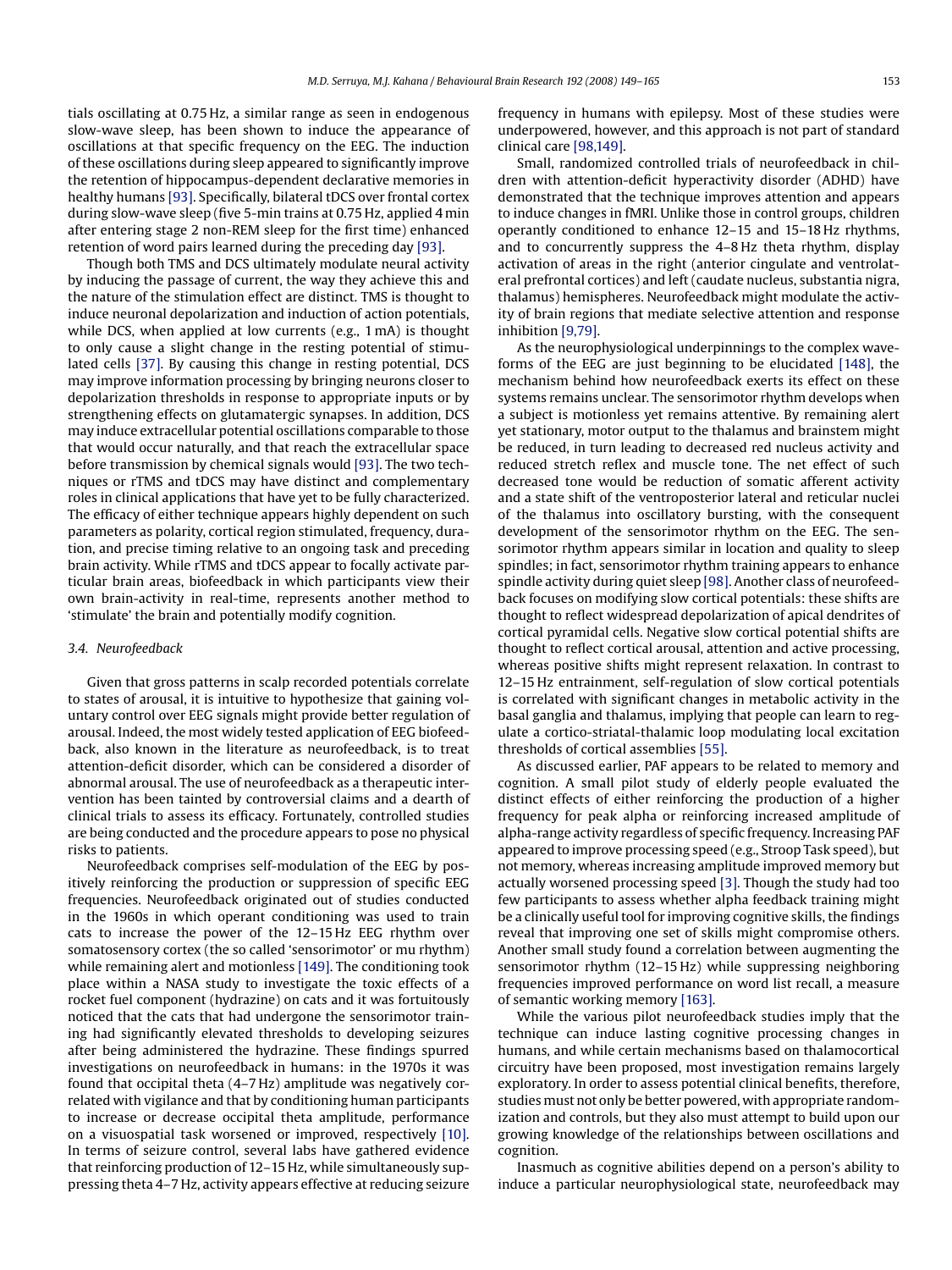tials oscillating at 0.75 Hz, a similar range as seen in endogenous slow-wave sleep, has been shown to induce the appearance of oscillations at that specific frequency on the EEG. The induction of these oscillations during sleep appeared to significantly improve the retention of hippocampus-dependent declarative memories in healthy humans [93]. Specifically, bilateral tDCS over frontal cortex during slow-wave sleep (five 5-min trains at 0.75 Hz, applied 4 min after entering stage 2 non-REM sleep for the first time) enhanced retention of word pairs learned during the preceding day [93].

Though both TMS and DCS ultimately modulate neural activity by inducing the passage of current, the way they achieve this and the nature of the stimulation effect are distinct. TMS is thought to induce neuronal depolarization and induction of action potentials, while DCS, when applied at low currents (e.g., 1 mA) is thought to only cause a slight change in the resting potential of stimulated cells [37]. By causing this change in resting potential, DCS may improve information processing by bringing neurons closer to depolarization thresholds in response to appropriate inputs or by strengthening effects on glutamatergic synapses. In addition, DCS may induce extracellular potential oscillations comparable to those that would occur naturally, and that reach the extracellular space before transmission by chemical signals would [93]. The two techniques or rTMS and tDCS may have distinct and complementary roles in clinical applications that have yet to be fully characterized. The efficacy of either technique appears highly dependent on such parameters as polarity, cortical region stimulated, frequency, duration, and precise timing relative to an ongoing task and preceding brain activity. While rTMS and tDCS appear to focally activate particular brain areas, biofeedback in which participants view their own brain-activity in real-time, represents another method to 'stimulate' the brain and potentially modify cognition.

### 3.4. Neurofeedback

Given that gross patterns in scalp recorded potentials correlate to states of arousal, it is intuitive to hypothesize that gaining voluntary control over EEG signals might provide better regulation of arousal. Indeed, the most widely tested application of EEG biofeedback, also known in the literature as neurofeedback, is to treat attention-deficit disorder, which can be considered a disorder of abnormal arousal. The use of neurofeedback as a therapeutic intervention has been tainted by controversial claims and a dearth of clinical trials to assess its efficacy. Fortunately, controlled studies are being conducted and the procedure appears to pose no physical risks to patients.

Neurofeedback comprises self-modulation of the EEG by positively reinforcing the production or suppression of specific EEG frequencies. Neurofeedback originated out of studies conducted in the 1960s in which operant conditioning was used to train cats to increase the power of the 12–15 Hz EEG rhythm over somatosensory cortex (the so called 'sensorimotor' or mu rhythm) while remaining alert and motionless [149]. The conditioning took place within a NASA study to investigate the toxic effects of a rocket fuel component (hydrazine) on cats and it was fortuitously noticed that the cats that had undergone the sensorimotor training had significantly elevated thresholds to developing seizures after being administered the hydrazine. These findings spurred investigations on neurofeedback in humans: in the 1970s it was found that occipital theta (4–7 Hz) amplitude was negatively correlated with vigilance and that by conditioning human participants to increase or decrease occipital theta amplitude, performance on a visuospatial task worsened or improved, respectively [10]. In terms of seizure control, several labs have gathered evidence that reinforcing production of 12–15 Hz, while simultaneously suppressing theta 4–7 Hz, activity appears effective at reducing seizure frequency in humans with epilepsy. Most of these studies were underpowered, however, and this approach is not part of standard clinical care [98,149].

Small, randomized controlled trials of neurofeedback in children with attention-deficit hyperactivity disorder (ADHD) have demonstrated that the technique improves attention and appears to induce changes in fMRI. Unlike those in control groups, children operantly conditioned to enhance 12–15 and 15–18 Hz rhythms, and to concurrently suppress the 4–8 Hz theta rhythm, display activation of areas in the right (anterior cingulate and ventrolateral prefrontal cortices) and left (caudate nucleus, substantia nigra, thalamus) hemispheres. Neurofeedback might modulate the activity of brain regions that mediate selective attention and response inhibition [9,79].

As the neurophysiological underpinnings to the complex waveforms of the EEG are just beginning to be elucidated [148], the mechanism behind how neurofeedback exerts its effect on these systems remains unclear. The sensorimotor rhythm develops when a subject is motionless yet remains attentive. By remaining alert yet stationary, motor output to the thalamus and brainstem might be reduced, in turn leading to decreased red nucleus activity and reduced stretch reflex and muscle tone. The net effect of such decreased tone would be reduction of somatic afferent activity and a state shift of the ventroposterior lateral and reticular nuclei of the thalamus into oscillatory bursting, with the consequent development of the sensorimotor rhythm on the EEG. The sensorimotor rhythm appears similar in location and quality to sleep spindles; in fact, sensorimotor rhythm training appears to enhance spindle activity during quiet sleep [98]. Another class of neurofeedback focuses on modifying slow cortical potentials: these shifts are thought to reflect widespread depolarization of apical dendrites of cortical pyramidal cells. Negative slow cortical potential shifts are thought to reflect cortical arousal, attention and active processing, whereas positive shifts might represent relaxation. In contrast to 12–15 Hz entrainment, self-regulation of slow cortical potentials is correlated with significant changes in metabolic activity in the basal ganglia and thalamus, implying that people can learn to regulate a cortico-striatal-thalamic loop modulating local excitation thresholds of cortical assemblies [55].

As discussed earlier, PAF appears to be related to memory and cognition. A small pilot study of elderly people evaluated the distinct effects of either reinforcing the production of a higher frequency for peak alpha or reinforcing increased amplitude of alpha-range activity regardless of specific frequency. Increasing PAF appeared to improve processing speed (e.g., Stroop Task speed), but not memory, whereas increasing amplitude improved memory but actually worsened processing speed [3]. Though the study had too few participants to assess whether alpha feedback training might be a clinically useful tool for improving cognitive skills, the findings reveal that improving one set of skills might compromise others. Another small study found a correlation between augmenting the sensorimotor rhythm (12–15 Hz) while suppressing neighboring frequencies improved performance on word list recall, a measure of semantic working memory [163].

While the various pilot neurofeedback studies imply that the technique can induce lasting cognitive processing changes in humans, and while certain mechanisms based on thalamocortical circuitry have been proposed, most investigation remains largely exploratory. In order to assess potential clinical benefits, therefore, studies must not only be better powered, with appropriate randomization and controls, but they also must attempt to build upon our growing knowledge of the relationships between oscillations and cognition.

Inasmuch as cognitive abilities depend on a person's ability to induce a particular neurophysiological state, neurofeedback may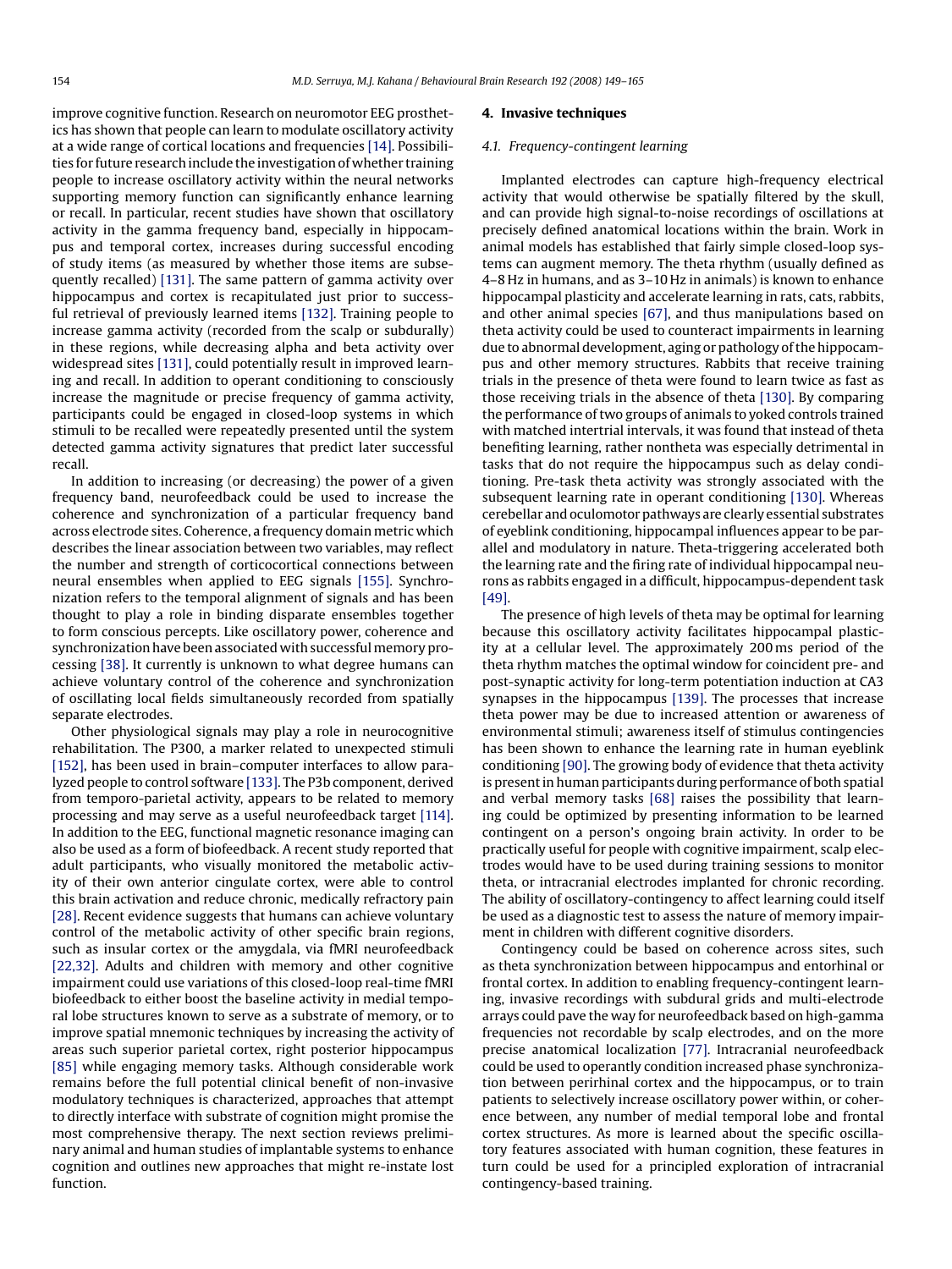improve cognitive function. Research on neuromotor EEG prosthetics has shown that people can learn to modulate oscillatory activity at a wide range of cortical locations and frequencies [14]. Possibilities for future research include the investigation of whether training people to increase oscillatory activity within the neural networks supporting memory function can significantly enhance learning or recall. In particular, recent studies have shown that oscillatory activity in the gamma frequency band, especially in hippocampus and temporal cortex, increases during successful encoding of study items (as measured by whether those items are subsequently recalled) [131]. The same pattern of gamma activity over hippocampus and cortex is recapitulated just prior to successful retrieval of previously learned items [132]. Training people to increase gamma activity (recorded from the scalp or subdurally) in these regions, while decreasing alpha and beta activity over widespread sites [131], could potentially result in improved learning and recall. In addition to operant conditioning to consciously increase the magnitude or precise frequency of gamma activity, participants could be engaged in closed-loop systems in which stimuli to be recalled were repeatedly presented until the system detected gamma activity signatures that predict later successful recall.

In addition to increasing (or decreasing) the power of a given frequency band, neurofeedback could be used to increase the coherence and synchronization of a particular frequency band across electrode sites. Coherence, a frequency domain metric which describes the linear association between two variables, may reflect the number and strength of corticocortical connections between neural ensembles when applied to EEG signals [155]. Synchronization refers to the temporal alignment of signals and has been thought to play a role in binding disparate ensembles together to form conscious percepts. Like oscillatory power, coherence and synchronization have been associated with successful memory processing [38]. It currently is unknown to what degree humans can achieve voluntary control of the coherence and synchronization of oscillating local fields simultaneously recorded from spatially separate electrodes.

Other physiological signals may play a role in neurocognitive rehabilitation. The P300, a marker related to unexpected stimuli [152], has been used in brain–computer interfaces to allow paralyzed people to control software [133]. The P3b component, derived from temporo-parietal activity, appears to be related to memory processing and may serve as a useful neurofeedback target [114]. In addition to the EEG, functional magnetic resonance imaging can also be used as a form of biofeedback. A recent study reported that adult participants, who visually monitored the metabolic activity of their own anterior cingulate cortex, were able to control this brain activation and reduce chronic, medically refractory pain [28]. Recent evidence suggests that humans can achieve voluntary control of the metabolic activity of other specific brain regions, such as insular cortex or the amygdala, via fMRI neurofeedback [22,32]. Adults and children with memory and other cognitive impairment could use variations of this closed-loop real-time fMRI biofeedback to either boost the baseline activity in medial temporal lobe structures known to serve as a substrate of memory, or to improve spatial mnemonic techniques by increasing the activity of areas such superior parietal cortex, right posterior hippocampus [85] while engaging memory tasks. Although considerable work remains before the full potential clinical benefit of non-invasive modulatory techniques is characterized, approaches that attempt to directly interface with substrate of cognition might promise the most comprehensive therapy. The next section reviews preliminary animal and human studies of implantable systems to enhance cognition and outlines new approaches that might re-instate lost function.

## 4. Invasive techniques

### 4.1. Frequency-contingent learning

Implanted electrodes can capture high-frequency electrical activity that would otherwise be spatially filtered by the skull, and can provide high signal-to-noise recordings of oscillations at precisely defined anatomical locations within the brain. Work in animal models has established that fairly simple closed-loop systems can augment memory. The theta rhythm (usually defined as 4–8 Hz in humans, and as 3–10 Hz in animals) is known to enhance hippocampal plasticity and accelerate learning in rats, cats, rabbits, and other animal species [67], and thus manipulations based on theta activity could be used to counteract impairments in learning due to abnormal development, aging or pathology of the hippocampus and other memory structures. Rabbits that receive training trials in the presence of theta were found to learn twice as fast as those receiving trials in the absence of theta [130]. By comparing the performance of two groups of animals to yoked controls trained with matched intertrial intervals, it was found that instead of theta benefiting learning, rather nontheta was especially detrimental in tasks that do not require the hippocampus such as delay conditioning. Pre-task theta activity was strongly associated with the subsequent learning rate in operant conditioning [130]. Whereas cerebellar and oculomotor pathways are clearly essential substrates of eyeblink conditioning, hippocampal influences appear to be parallel and modulatory in nature. Theta-triggering accelerated both the learning rate and the firing rate of individual hippocampal neurons as rabbits engaged in a difficult, hippocampus-dependent task [49].

The presence of high levels of theta may be optimal for learning because this oscillatory activity facilitates hippocampal plasticity at a cellular level. The approximately 200 ms period of the theta rhythm matches the optimal window for coincident pre- and post-synaptic activity for long-term potentiation induction at CA3 synapses in the hippocampus [139]. The processes that increase theta power may be due to increased attention or awareness of environmental stimuli; awareness itself of stimulus contingencies has been shown to enhance the learning rate in human eyeblink conditioning [90]. The growing body of evidence that theta activity is present in human participants during performance of both spatial and verbal memory tasks [68] raises the possibility that learning could be optimized by presenting information to be learned contingent on a person's ongoing brain activity. In order to be practically useful for people with cognitive impairment, scalp electrodes would have to be used during training sessions to monitor theta, or intracranial electrodes implanted for chronic recording. The ability of oscillatory-contingency to affect learning could itself be used as a diagnostic test to assess the nature of memory impairment in children with different cognitive disorders.

Contingency could be based on coherence across sites, such as theta synchronization between hippocampus and entorhinal or frontal cortex. In addition to enabling frequency-contingent learning, invasive recordings with subdural grids and multi-electrode arrays could pave the way for neurofeedback based on high-gamma frequencies not recordable by scalp electrodes, and on the more precise anatomical localization [77]. Intracranial neurofeedback could be used to operantly condition increased phase synchronization between perirhinal cortex and the hippocampus, or to train patients to selectively increase oscillatory power within, or coherence between, any number of medial temporal lobe and frontal cortex structures. As more is learned about the specific oscillatory features associated with human cognition, these features in turn could be used for a principled exploration of intracranial contingency-based training.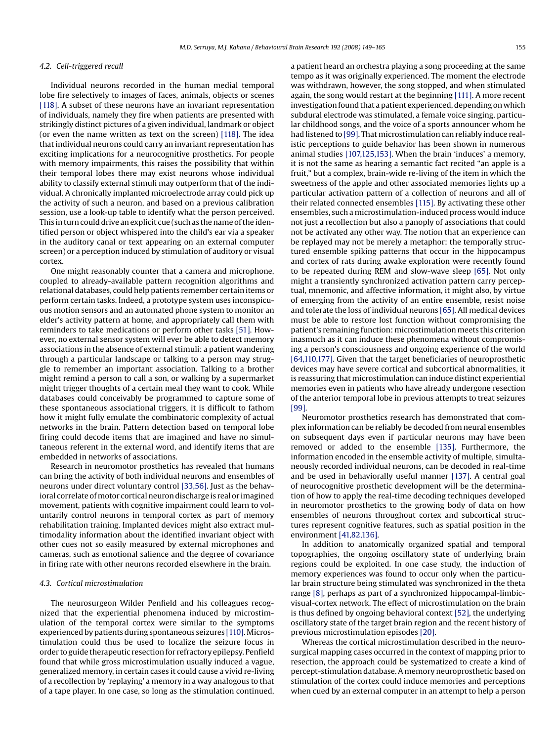### 4.2. Cell-triggered recall

Individual neurons recorded in the human medial temporal lobe fire selectively to images of faces, animals, objects or scenes [118]. A subset of these neurons have an invariant representation of individuals, namely they fire when patients are presented with strikingly distinct pictures of a given individual, landmark or object (or even the name written as text on the screen) [118]. The idea that individual neurons could carry an invariant representation has exciting implications for a neurocognitive prosthetics. For people with memory impairments, this raises the possibility that within their temporal lobes there may exist neurons whose individual ability to classify external stimuli may outperform that of the individual. A chronically implanted microelectrode array could pick up the activity of such a neuron, and based on a previous calibration session, use a look-up table to identify what the person perceived. This in turn could drive an explicit cue (such as the name of the identified person or object whispered into the child's ear via a speaker in the auditory canal or text appearing on an external computer screen) or a perception induced by stimulation of auditory or visual cortex.

One might reasonably counter that a camera and microphone, coupled to already-available pattern recognition algorithms and relational databases, could help patients remember certain items or perform certain tasks. Indeed, a prototype system uses inconspicuous motion sensors and an automated phone system to monitor an elder's activity pattern at home, and appropriately call them with reminders to take medications or perform other tasks [51]. However, no external sensor system will ever be able to detect memory associations in the absence of external stimuli: a patient wandering through a particular landscape or talking to a person may struggle to remember an important association. Talking to a brother might remind a person to call a son, or walking by a supermarket might trigger thoughts of a certain meal they want to cook. While databases could conceivably be programmed to capture some of these spontaneous associational triggers, it is difficult to fathom how it might fully emulate the combinatoric complexity of actual networks in the brain. Pattern detection based on temporal lobe firing could decode items that are imagined and have no simultaneous referent in the external word, and identify items that are embedded in networks of associations.

Research in neuromotor prosthetics has revealed that humans can bring the activity of both individual neurons and ensembles of neurons under direct voluntary control [33,56]. Just as the behavioral correlate of motor cortical neuron discharge is real or imagined movement, patients with cognitive impairment could learn to voluntarily control neurons in temporal cortex as part of memory rehabilitation training. Implanted devices might also extract multimodality information about the identified invariant object with other cues not so easily measured by external microphones and cameras, such as emotional salience and the degree of covariance in firing rate with other neurons recorded elsewhere in the brain.

### 4.3. Cortical microstimulation

The neurosurgeon Wilder Penfield and his colleagues recognized that the experiential phenomena induced by microstimulation of the temporal cortex were similar to the symptoms experienced by patients during spontaneous seizures [110]. Microstimulation could thus be used to localize the seizure focus in order to guide therapeutic resection for refractory epilepsy. Penfield found that while gross microstimulation usually induced a vague, generalized memory, in certain cases it could cause a vivid re-living of a recollection by 'replaying' a memory in a way analogous to that of a tape player. In one case, so long as the stimulation continued, a patient heard an orchestra playing a song proceeding at the same tempo as it was originally experienced. The moment the electrode was withdrawn, however, the song stopped, and when stimulated again, the song would restart at the beginning [111]. A more recent investigation found that a patient experienced, depending on which subdural electrode was stimulated, a female voice singing, particular childhood songs, and the voice of a sports announcer whom he had listened to [99]. That microstimulation can reliably induce realistic perceptions to guide behavior has been shown in numerous animal studies [107,125,153]. When the brain 'induces' a memory, it is not the same as hearing a semantic fact recited "an apple is a fruit," but a complex, brain-wide re-living of the item in which the sweetness of the apple and other associated memories lights up a particular activation pattern of a collection of neurons and all of their related connected ensembles [115]. By activating these other ensembles, such a microstimulation-induced process would induce not just a recollection but also a panoply of associations that could not be activated any other way. The notion that an experience can be replayed may not be merely a metaphor: the temporally structured ensemble spiking patterns that occur in the hippocampus and cortex of rats during awake exploration were recently found to be repeated during REM and slow-wave sleep [65]. Not only might a transiently synchronized activation pattern carry perceptual, mnemonic, and affective information, it might also, by virtue of emerging from the activity of an entire ensemble, resist noise and tolerate the loss of individual neurons [65]. All medical devices must be able to restore lost function without compromising the patient's remaining function: microstimulation meets this criterion inasmuch as it can induce these phenomena without compromising a person's consciousness and ongoing experience of the world [64,110,177]. Given that the target beneficiaries of neuroprosthetic devices may have severe cortical and subcortical abnormalities, it is reassuring that microstimulation can induce distinct experiential memories even in patients who have already undergone resection of the anterior temporal lobe in previous attempts to treat seizures [99].

Neuromotor prosthetics research has demonstrated that complex information can be reliably be decoded from neural ensembles on subsequent days even if particular neurons may have been removed or added to the ensemble [135]. Furthermore, the information encoded in the ensemble activity of multiple, simultaneously recorded individual neurons, can be decoded in real-time and be used in behaviorally useful manner [137]. A central goal of neurocognitive prosthetic development will be the determination of how to apply the real-time decoding techniques developed in neuromotor prosthetics to the growing body of data on how ensembles of neurons throughout cortex and subcortical structures represent cognitive features, such as spatial position in the environment [41,82,136].

In addition to anatomically organized spatial and temporal topographies, the ongoing oscillatory state of underlying brain regions could be exploited. In one case study, the induction of memory experiences was found to occur only when the particular brain structure being stimulated was synchronized in the theta range [8], perhaps as part of a synchronized hippocampal-limbic-visual-cortex network. The effect of microstimulation on the brain is thus defined by ongoing behavioral context [52], the underlying oscillatory state of the target brain region and the recent history of previous microstimulation episodes [20].

Whereas the cortical microstimulation described in the neurosurgical mapping cases occurred in the context of mapping prior to resection, the approach could be systematized to create a kind of percept-stimulation database. A memory neuroprosthetic based on stimulation of the cortex could induce memories and perceptions when cued by an external computer in an attempt to help a person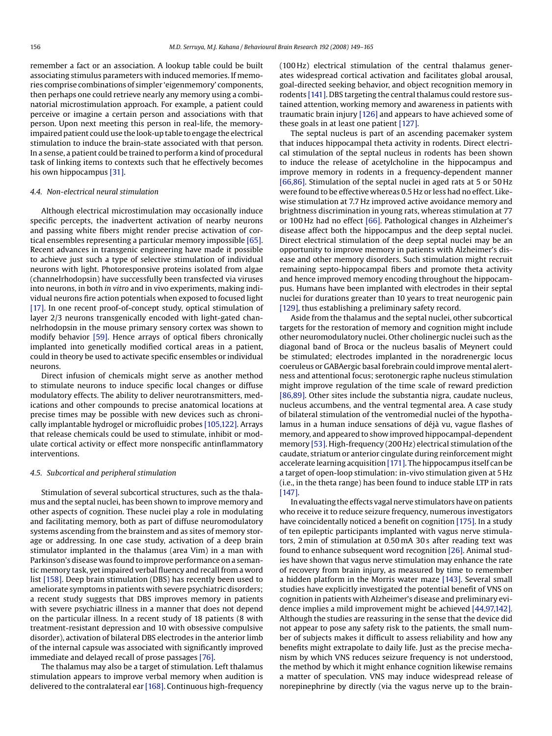remember a fact or an association. A lookup table could be built associating stimulus parameters with induced memories. If memories comprise combinations of simpler 'eigenmemory' components, then perhaps one could retrieve nearly any memory using a combinatorial microstimulation approach. For example, a patient could perceive or imagine a certain person and associations with that person. Upon next meeting this person in real-life, the memory-impaired patient could use the look-up table to engage the electrical stimulation to induce the brain-state associated with that person. In a sense, a patient could be trained to perform a kind of procedural task of linking items to contexts such that he effectively becomes his own hippocampus [31].

### 4.4. Non-electrical neural stimulation

Although electrical microstimulation may occasionally induce specific percepts, the inadvertent activation of nearby neurons and passing white fibers might render precise activation of cortical ensembles representing a particular memory impossible [65]. Recent advances in transgenic engineering have made it possible to achieve just such a type of selective stimulation of individual neurons with light. Photoresponsive proteins isolated from algae (channelrhodopsin) have successfully been transfected via viruses into neurons, in both *in vitro* and in vivo experiments, making individual neurons fire action potentials when exposed to focused light [17]. In one recent proof-of-concept study, optical stimulation of layer 2/3 neurons transgenically encoded with light-gated channelrhodopsin in the mouse primary sensory cortex was shown to modify behavior [59]. Hence arrays of optical fibers chronically implanted into genetically modified cortical areas in a patient, could in theory be used to activate specific ensembles or individual neurons.

Direct infusion of chemicals might serve as another method to stimulate neurons to induce specific local changes or diffuse modulatory effects. The ability to deliver neurotransmitters, medications and other compounds to precise anatomical locations at precise times may be possible with new devices such as chronically implantable hydrogel or microfluidic probes [105,122]. Arrays that release chemicals could be used to stimulate, inhibit or modulate cortical activity or effect more nonspecific antinflammatory interventions.

### 4.5. Subcortical and peripheral stimulation

Stimulation of several subcortical structures, such as the thalamus and the septal nuclei, has been shown to improve memory and other aspects of cognition. These nuclei play a role in modulating and facilitating memory, both as part of diffuse neuromodulatory systems ascending from the brainstem and as sites of memory storage or addressing. In one case study, activation of a deep brain stimulator implanted in the thalamus (area Vim) in a man with Parkinson's disease was found to improve performance on a semantic memory task, yet impaired verbal fluency and recall from a word list [158]. Deep brain stimulation (DBS) has recently been used to ameliorate symptoms in patients with severe psychiatric disorders; a recent study suggests that DBS improves memory in patients with severe psychiatric illness in a manner that does not depend on the particular illness. In a recent study of 18 patients (8 with treatment-resistant depression and 10 with obsessive compulsive disorder), activation of bilateral DBS electrodes in the anterior limb of the internal capsule was associated with significantly improved immediate and delayed recall of prose passages [76].

The thalamus may also be a target of stimulation. Left thalamus stimulation appears to improve verbal memory when audition is delivered to the contralateral ear [168]. Continuous high-frequency (100 Hz) electrical stimulation of the central thalamus generates widespread cortical activation and facilitates global arousal, goal-directed seeking behavior, and object recognition memory in rodents [141]. DBS targeting the central thalamus could restore sustained attention, working memory and awareness in patients with traumatic brain injury [126] and appears to have achieved some of these goals in at least one patient [127].

The septal nucleus is part of an ascending pacemaker system that induces hippocampal theta activity in rodents. Direct electrical stimulation of the septal nucleus in rodents has been shown to induce the release of acetylcholine in the hippocampus and improve memory in rodents in a frequency-dependent manner [66,86]. Stimulation of the septal nuclei in aged rats at 5 or 50 Hz were found to be effective whereas 0.5 Hz or less had no effect. Likewise stimulation at 7.7 Hz improved active avoidance memory and brightness discrimination in young rats, whereas stimulation at 77 or 100 Hz had no effect [66]. Pathological changes in Alzheimer's disease affect both the hippocampus and the deep septal nuclei. Direct electrical stimulation of the deep septal nuclei may be an opportunity to improve memory in patients with Alzheimer's disease and other memory disorders. Such stimulation might recruit remaining septo-hippocampal fibers and promote theta activity and hence improved memory encoding throughout the hippocampus. Humans have been implanted with electrodes in their septal nuclei for durations greater than 10 years to treat neurogenic pain [129], thus establishing a preliminary safety record.

Aside from the thalamus and the septal nuclei, other subcortical targets for the restoration of memory and cognition might include other neuromodulatory nuclei. Other cholinergic nuclei such as the diagonal band of Broca or the nucleus basalis of Meynert could be stimulated; electrodes implanted in the noradrenergic locus coeruleus or GABAergic basal forebrain could improve mental alertness and attentional focus; serotonergic raphe nucleus stimulation might improve regulation of the time scale of reward prediction [86,89]. Other sites include the substantia nigra, caudate nucleus, nucleus accumbens, and the ventral tegmental area. A case study of bilateral stimulation of the ventromedial nuclei of the hypothalamus in a human induce sensations of déjà vu, vague flashes of memory, and appeared to show improved hippocampal-dependent memory [53]. High-frequency (200 Hz) electrical stimulation of the caudate, striatum or anterior cingulate during reinforcement might accelerate learning acquisition [171]. The hippocampus itself can be a target of open-loop stimulation: in-vivo stimulation given at 5 Hz (i.e., in the theta range) has been found to induce stable LTP in rats [147].

In evaluating the effects vagal nerve stimulators have on patients who receive it to reduce seizure frequency, numerous investigators have coincidentally noticed a benefit on cognition [175]. In a study of ten epileptic participants implanted with vagus nerve stimulators, 2 min of stimulation at 0.50 mA 30 s after reading text was found to enhance subsequent word recognition [26]. Animal studies have shown that vagus nerve stimulation may enhance the rate of recovery from brain injury, as measured by time to remember a hidden platform in the Morris water maze [143]. Several small studies have explicitly investigated the potential benefit of VNS on cognition in patients with Alzheimer's disease and preliminary evidence implies a mild improvement might be achieved [44,97,142]. Although the studies are reassuring in the sense that the device did not appear to pose any safety risk to the patients, the small number of subjects makes it difficult to assess reliability and how any benefits might extrapolate to daily life. Just as the precise mechanism by which VNS reduces seizure frequency is not understood, the method by which it might enhance cognition likewise remains a matter of speculation. VNS may induce widespread release of norepinephrine by directly (via the vagus nerve up to the brain-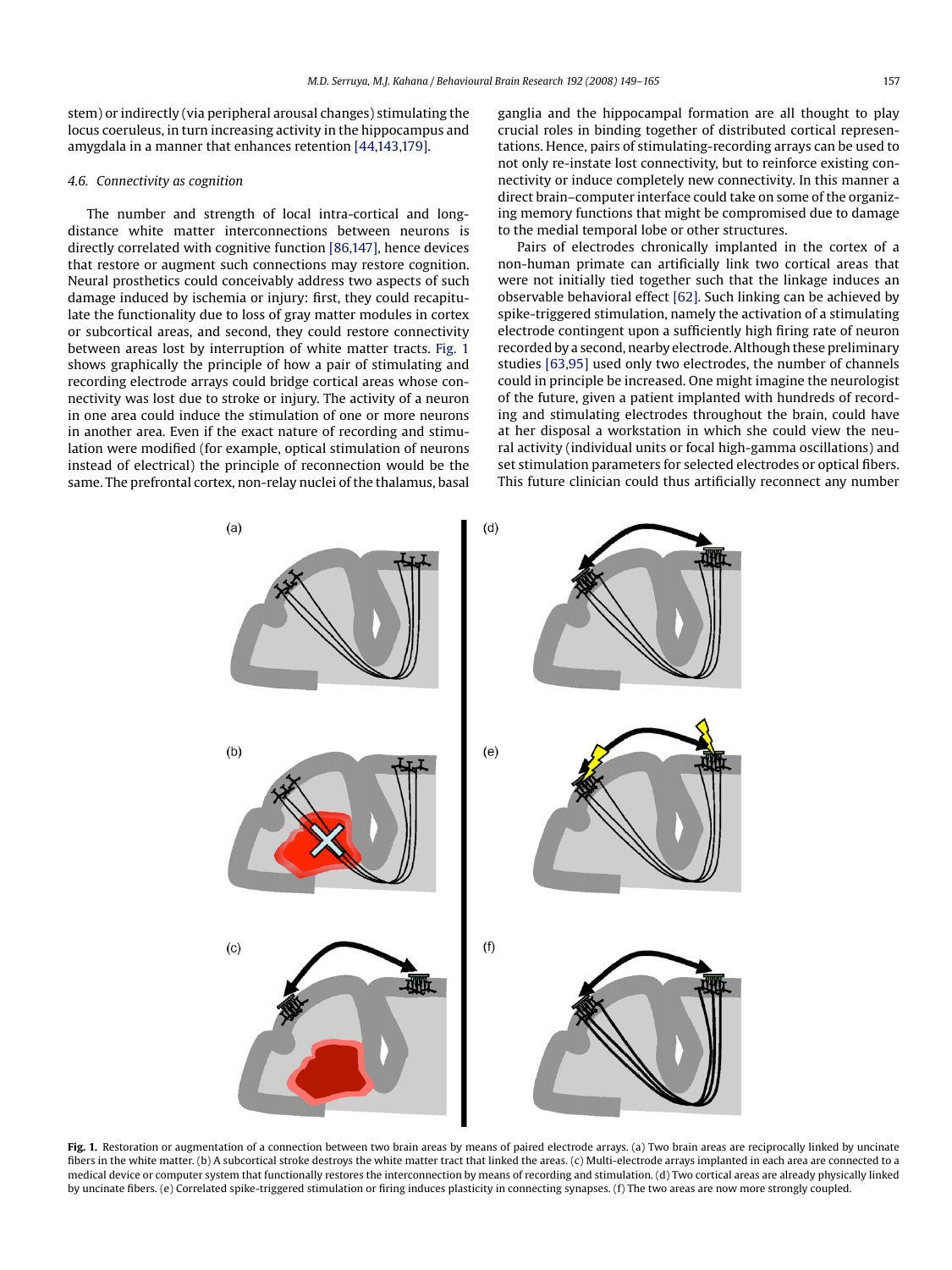stem) or indirectly (via peripheral arousal changes) stimulating the locus coeruleus, in turn increasing activity in the hippocampus and amygdala in a manner that enhances retention [44,143,179].

### 4.6. Connectivity as cognition

The number and strength of local intra-cortical and long-distance white matter interconnections between neurons is directly correlated with cognitive function [86,147], hence devices that restore or augment such connections may restore cognition. Neural prosthetics could conceivably address two aspects of such damage induced by ischemia or injury: first, they could recapitulate the functionality due to loss of gray matter modules in cortex or subcortical areas, and second, they could restore connectivity between areas lost by interruption of white matter tracts. Fig. 1 shows graphically the principle of how a pair of stimulating and recording electrode arrays could bridge cortical areas whose connectivity was lost due to stroke or injury. The activity of a neuron in one area could induce the stimulation of one or more neurons in another area. Even if the exact nature of recording and stimulation were modified (for example, optical stimulation of neurons instead of electrical) the principle of reconnection would be the same. The prefrontal cortex, non-relay nuclei of the thalamus, basal ganglia and the hippocampal formation are all thought to play crucial roles in binding together of distributed cortical representations. Hence, pairs of stimulating-recording arrays can be used to not only re-instate lost connectivity, but to reinforce existing connectivity or induce completely new connectivity. In this manner a direct brain–computer interface could take on some of the organizing memory functions that might be compromised due to damage to the medial temporal lobe or other structures.

Pairs of electrodes chronically implanted in the cortex of a non-human primate can artificially link two cortical areas that were not initially tied together such that the linkage induces an observable behavioral effect [62]. Such linking can be achieved by spike-triggered stimulation, namely the activation of a stimulating electrode contingent upon a sufficiently high firing rate of neuron recorded by a second, nearby electrode. Although these preliminary studies [63,95] used only two electrodes, the number of channels could in principle be increased. One might imagine the neurologist of the future, given a patient implanted with hundreds of recording and stimulating electrodes throughout the brain, could have at her disposal a workstation in which she could view the neural activity (individual units or focal high-gamma oscillations) and set stimulation parameters for selected electrodes or optical fibers. This future clinician could thus artificially reconnect any number

(a)

(b)

(c)

(d)

(e)

(f)

**Fig. 1.** Restoration or augmentation of a connection between two brain areas by means of paired electrode arrays. (a) Two brain areas are reciprocally linked by uncinate fibers in the white matter. (b) A subcortical stroke destroys the white matter tract that linked the areas. (c) Multi-electrode arrays implanted in each area are connected to a medical device or computer system that functionally restores the interconnection by means of recording and stimulation. (d) Two cortical areas are already physically linked by uncinate fibers. (e) Correlated spike-triggered stimulation or firing induces plasticity in connecting synapses. (f) The two areas are now more strongly coupled.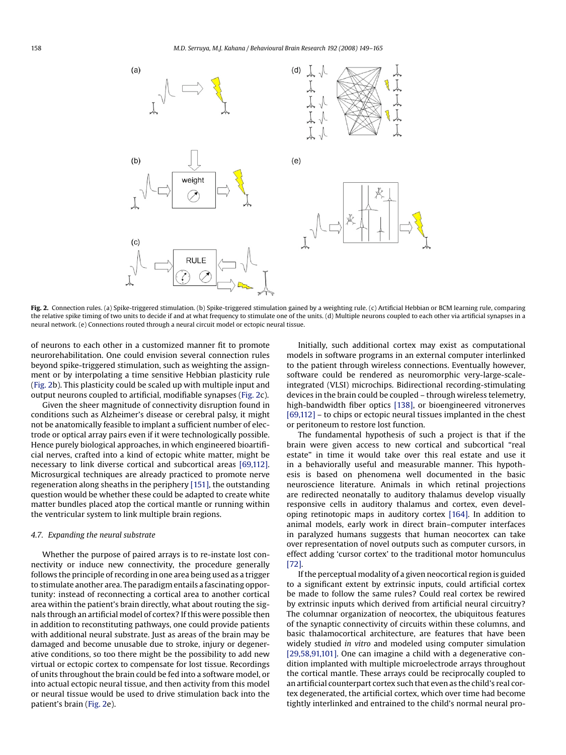Fig. 2. Connection rules. (a) Spike-triggered stimulation. (b) Spike-triggered stimulation gained by a weighting rule. (c) Artificial Hebbian or BCM learning rule, comparing the relative spike timing of two units to decide if and at what frequency to stimulate one of the units. (d) Multiple neurons coupled to each other via artificial synapses in a neural network. (e) Connections routed through a neural circuit model or ectopic neural tissue.

of neurons to each other in a customized manner fit to promote neurorehabilitation. One could envision several connection rules beyond spike-triggered stimulation, such as weighting the assignment or by interpolating a time sensitive Hebbian plasticity rule (Fig. 2b). This plasticity could be scaled up with multiple input and output neurons coupled to artificial, modifiable synapses (Fig. 2c).

Given the sheer magnitude of connectivity disruption found in conditions such as Alzheimer's disease or cerebral palsy, it might not be anatomically feasible to implant a sufficient number of electrode or optical array pairs even if it were technologically possible. Hence purely biological approaches, in which engineered bioartificial nerves, crafted into a kind of ectopic white matter, might be necessary to link diverse cortical and subcortical areas [69,112]. Microsurgical techniques are already practiced to promote nerve regeneration along sheaths in the periphery [151], the outstanding question would be whether these could be adapted to create white matter bundles placed atop the cortical mantle or running within the ventricular system to link multiple brain regions.

### 4.7. Expanding the neural substrate

Whether the purpose of paired arrays is to re-instate lost connectivity or induce new connectivity, the procedure generally follows the principle of recording in one area being used as a trigger to stimulate another area. The paradigm entails a fascinating opportunity: instead of reconnecting a cortical area to another cortical area within the patient's brain directly, what about routing the signals through an artificial model of cortex? If this were possible then in addition to reconstituting pathways, one could provide patients with additional neural substrate. Just as areas of the brain may be damaged and become unusable due to stroke, injury or degenerative conditions, so too there might be the possibility to add new virtual or ectopic cortex to compensate for lost tissue. Recordings of units throughout the brain could be fed into a software model, or into actual ectopic neural tissue, and then activity from this model or neural tissue would be used to drive stimulation back into the patient's brain (Fig. 2e).

Initially, such additional cortex may exist as computational models in software programs in an external computer interlinked to the patient through wireless connections. Eventually however, software could be rendered as neuromorphic very-large-scale-integrated (VLSI) microchips. Bidirectional recording-stimulating devices in the brain could be coupled – through wireless telemetry, high-bandwidth fiber optics [138], or bioengineered vitronerves [69,112] – to chips or ectopic neural tissues implanted in the chest or peritoneum to restore lost function.

The fundamental hypothesis of such a project is that if the brain were given access to new cortical and subcortical "real estate" in time it would take over this real estate and use it in a behaviorally useful and measurable manner. This hypothesis is based on phenomena well documented in the basic neuroscience literature. Animals in which retinal projections are redirected neonatally to auditory thalamus develop visually responsive cells in auditory thalamus and cortex, even developing retinotopic maps in auditory cortex [164]. In addition to animal models, early work in direct brain–computer interfaces in paralyzed humans suggests that human neocortex can take over representation of novel outputs such as computer cursors, in effect adding 'cursor cortex' to the traditional motor homunculus [72].

If the perceptual modality of a given neocortical region is guided to a significant extent by extrinsic inputs, could artificial cortex be made to follow the same rules? Could real cortex be rewired by extrinsic inputs which derived from artificial neural circuitry? The columnar organization of neocortex, the ubiquitous features of the synaptic connectivity of circuits within these columns, and basic thalamocortical architecture, are features that have been widely studied *in vitro* and modeled using computer simulation [29,58,91,101]. One can imagine a child with a degenerative condition implanted with multiple microelectrode arrays throughout the cortical mantle. These arrays could be reciprocally coupled to an artificial counterpart cortex such that even as the child's real cortex degenerated, the artificial cortex, which over time had become tightly interlinked and entrained to the child's normal neural pro-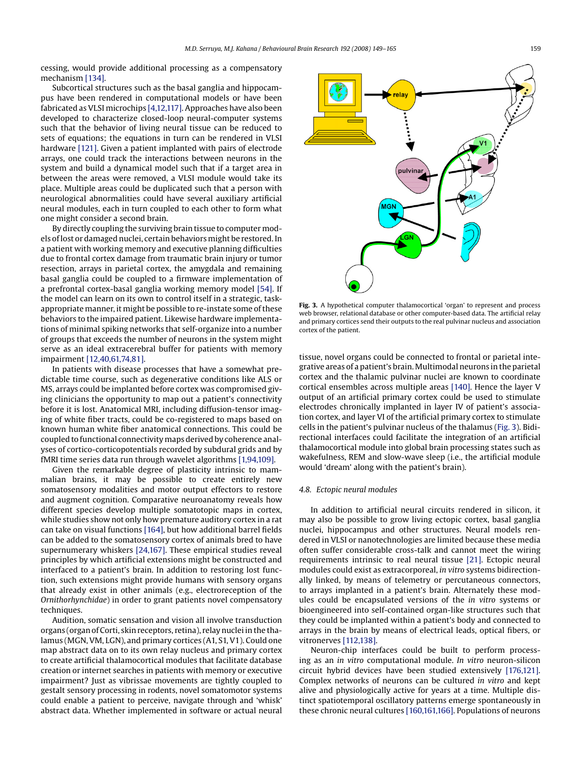cessing, would provide additional processing as a compensatory mechanism [134].

Subcortical structures such as the basal ganglia and hippocampus have been rendered in computational models or have been fabricated as VLSI microchips [4,12,117]. Approaches have also been developed to characterize closed-loop neural-computer systems such that the behavior of living neural tissue can be reduced to sets of equations; the equations in turn can be rendered in VLSI hardware [121]. Given a patient implanted with pairs of electrode arrays, one could track the interactions between neurons in the system and build a dynamical model such that if a target area in between the areas were removed, a VLSI module would take its place. Multiple areas could be duplicated such that a person with neurological abnormalities could have several auxiliary artificial neural modules, each in turn coupled to each other to form what one might consider a second brain.

By directly coupling the surviving brain tissue to computer models of lost or damaged nuclei, certain behaviors might be restored. In a patient with working memory and executive planning difficulties due to frontal cortex damage from traumatic brain injury or tumor resection, arrays in parietal cortex, the amygdala and remaining basal ganglia could be coupled to a firmware implementation of a prefrontal cortex-basal ganglia working memory model [54]. If the model can learn on its own to control itself in a strategic, task-appropriate manner, it might be possible to re-instate some of these behaviors to the impaired patient. Likewise hardware implementations of minimal spiking networks that self-organize into a number of groups that exceeds the number of neurons in the system might serve as an ideal extracerebral buffer for patients with memory impairment [12,40,61,74,81].

In patients with disease processes that have a somewhat predictable time course, such as degenerative conditions like ALS or MS, arrays could be implanted before cortex was compromised giving clinicians the opportunity to map out a patient's connectivity before it is lost. Anatomical MRI, including diffusion-tensor imaging of white fiber tracts, could be co-registered to maps based on known human white fiber anatomical connections. This could be coupled to functional connectivity maps derived by coherence analyses of cortico-corticopotentials recorded by subdural grids and by fMRI time series data run through wavelet algorithms [1,94,109].

Given the remarkable degree of plasticity intrinsic to mammalian brains, it may be possible to create entirely new somatosensory modalities and motor output effectors to restore and augment cognition. Comparative neuroanatomy reveals how different species develop multiple somatotopic maps in cortex, while studies show not only how premature auditory cortex in a rat can take on visual functions [164], but how additional barrel fields can be added to the somatosensory cortex of animals bred to have supernumerary whiskers [24,167]. These empirical studies reveal principles by which artificial extensions might be constructed and interfaced to a patient's brain. In addition to restoring lost function, such extensions might provide humans with sensory organs that already exist in other animals (e.g., electroreception of the *Ornithorhynchidae*) in order to grant patients novel compensatory techniques.

Audition, somatic sensation and vision all involve transduction organs (organ of Corti, skin receptors, retina), relay nuclei in the thalamus (MGN, VM, LGN), and primary cortices (A1, S1, V1). Could one map abstract data on to its own relay nucleus and primary cortex to create artificial thalamocortical modules that facilitate database creation or internet searches in patients with memory or executive impairment? Just as vibrissae movements are tightly coupled to gestalt sensory processing in rodents, novel somatomotor systems could enable a patient to perceive, navigate through and 'whisk' abstract data. Whether implemented in software or actual neural tissue, novel organs could be connected to frontal or parietal integrative areas of a patient's brain. Multimodal neurons in the parietal cortex and the thalamic pulvinar nuclei are known to coordinate cortical ensembles across multiple areas [140]. Hence the layer V output of an artificial primary cortex could be used to stimulate electrodes chronically implanted in layer IV of patient's association cortex, and layer VI of the artificial primary cortex to stimulate cells in the patient's pulvinar nucleus of the thalamus (Fig. 3). Bidirectional interfaces could facilitate the integration of an artificial thalamocortical module into global brain processing states such as wakefulness, REM and slow-wave sleep (i.e., the artificial module would 'dream' along with the patient's brain).

relay
pulvinar
V1
A1
MGN
LGN

**Fig. 3.** A hypothetical computer thalamocortical 'organ' to represent and process web browser, relational database or other computer-based data. The artificial relay and primary cortices send their outputs to the real pulvinar nucleus and association cortex of the patient.

### 4.8. Ectopic neural modules

In addition to artificial neural circuits rendered in silicon, it may also be possible to grow living ectopic cortex, basal ganglia nuclei, hippocampus and other structures. Neural models rendered in VLSI or nanotechnologies are limited because these media often suffer considerable cross-talk and cannot meet the wiring requirements intrinsic to real neural tissue [21]. Ectopic neural modules could exist as extracorporeal, *in vitro* systems bidirectionally linked, by means of telemetry or percutaneous connectors, to arrays implanted in a patient's brain. Alternately these modules could be encapsulated versions of the *in vitro* systems or bioengineered into self-contained organ-like structures such that they could be implanted within a patient's body and connected to arrays in the brain by means of electrical leads, optical fibers, or vitronerves [112,138].

Neuron-chip interfaces could be built to perform processing as an *in vitro* computational module. *In vitro* neuron-silicon circuit hybrid devices have been studied extensively [176,121]. Complex networks of neurons can be cultured *in vitro* and kept alive and physiologically active for years at a time. Multiple distinct spatiotemporal oscillatory patterns emerge spontaneously in these chronic neural cultures [160,161,166]. Populations of neurons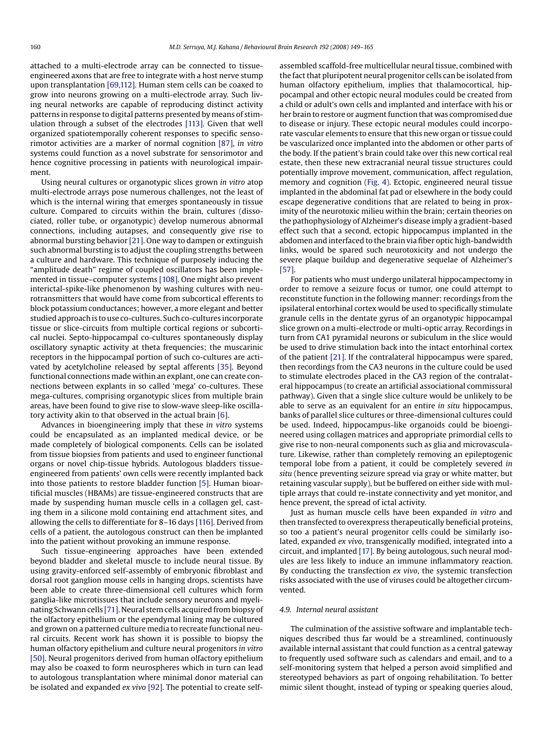attached to a multi-electrode array can be connected to tissue-engineered axons that are free to integrate with a host nerve stump upon transplantation [69,112]. Human stem cells can be coaxed to grow into neurons growing on a multi-electrode array. Such living neural networks are capable of reproducing distinct activity patterns in response to digital patterns presented by means of stimulation through a subset of the electrodes [113]. Given that well organized spatiotemporally coherent responses to specific sensorimotor activities are a marker of normal cognition [87], *in vitro* systems could function as a novel substrate for sensorimotor and hence cognitive processing in patients with neurological impairment.

Using neural cultures or organotypic slices grown *in vitro* atop multi-electrode arrays pose numerous challenges, not the least of which is the internal wiring that emerges spontaneously in tissue culture. Compared to circuits within the brain, cultures (dissociated, roller tube, or organotypic) develop numerous abnormal connections, including autapses, and consequently give rise to abnormal bursting behavior [21]. One way to dampen or extinguish such abnormal bursting is to adjust the coupling strengths between a culture and hardware. This technique of purposely inducing the "amplitude death" regime of coupled oscillators has been implemented in tissue–computer systems [108]. One might also prevent interictal-spike-like phenomenon by washing cultures with neurotransmitters that would have come from subcortical efferents to block potassium conductances; however, a more elegant and better studied approach is to use co-cultures. Such co-cultures incorporate tissue or slice-circuits from multiple cortical regions or subcortical nuclei. Septo-hippocampal co-cultures spontaneously display oscillatory synaptic activity at theta frequencies; the muscarinic receptors in the hippocampal portion of such co-cultures are activated by acetylcholine released by septal afferents [35]. Beyond functional connections made within an explant, one can create connections between explants in so called 'mega' co-cultures. These mega-cultures, comprising organotypic slices from multiple brain areas, have been found to give rise to slow-wave sleep-like oscillatory activity akin to that observed in the actual brain [6].

Advances in bioengineering imply that these *in vitro* systems could be encapsulated as an implanted medical device, or be made completely of biological components. Cells can be isolated from tissue biopsies from patients and used to engineer functional organs or novel chip-tissue hybrids. Autologous bladders tissue-engineered from patients' own cells were recently implanted back into those patients to restore bladder function [5]. Human bioartificial muscles (HBAMs) are tissue-engineered constructs that are made by suspending human muscle cells in a collagen gel, casting them in a silicone mold containing end attachment sites, and allowing the cells to differentiate for 8–16 days [116]. Derived from cells of a patient, the autologous construct can then be implanted into the patient without provoking an immune response.

Such tissue-engineering approaches have been extended beyond bladder and skeletal muscle to include neural tissue. By using gravity-enforced self-assembly of embryonic fibroblast and dorsal root ganglion mouse cells in hanging drops, scientists have been able to create three-dimensional cell cultures which form ganglia-like microtissues that include sensory neurons and myelinating Schwann cells [71]. Neural stem cells acquired from biopsy of the olfactory epithelium or the ependymal lining may be cultured and grown on a patterned culture media to recreate functional neural circuits. Recent work has shown it is possible to biopsy the human olfactory epithelium and culture neural progenitors *in vitro* [50]. Neural progenitors derived from human olfactory epithelium may also be coaxed to form neurospheres which in turn can lead to autologous transplantation where minimal donor material can be isolated and expanded *ex vivo* [92]. The potential to create self-assembled scaffold-free multicellular neural tissue, combined with the fact that pluripotent neural progenitor cells can be isolated from human olfactory epithelium, implies that thalamocortical, hippocampal and other ectopic neural modules could be created from a child or adult's own cells and implanted and interface with his or her brain to restore or augment function that was compromised due to disease or injury. These ectopic neural modules could incorporate vascular elements to ensure that this new organ or tissue could be vascularized once implanted into the abdomen or other parts of the body. If the patient's brain could take over this new cortical real estate, then these new extracranial neural tissue structures could potentially improve movement, communication, affect regulation, memory and cognition (Fig. 4). Ectopic, engineered neural tissue implanted in the abdominal fat pad or elsewhere in the body could escape degenerative conditions that are related to being in proximity of the neurotoxic milieu within the brain; certain theories on the pathophysiology of Alzheimer's disease imply a gradient-based effect such that a second, ectopic hippocampus implanted in the abdomen and interfaced to the brain via fiber optic high-bandwidth links, would be spared such neurotoxicity and not undergo the severe plaque buildup and degenerative sequelae of Alzheimer's [57].

For patients who must undergo unilateral hippocampectomy in order to remove a seizure focus or tumor, one could attempt to reconstitute function in the following manner: recordings from the ipsilateral entorhinal cortex would be used to specifically stimulate granule cells in the dentate gyrus of an organotypic hippocampal slice grown on a multi-electrode or multi-optic array. Recordings in turn from CA1 pyramidal neurons or subiculum in the slice would be used to drive stimulation back into the intact entorhinal cortex of the patient [21]. If the contralateral hippocampus were spared, then recordings from the CA3 neurons in the culture could be used to stimulate electrodes placed in the CA3 region of the contralateral hippocampus (to create an artificial associational commissural pathway). Given that a single slice culture would be unlikely to be able to serve as an equivalent for an entire *in situ* hippocampus, banks of parallel slice cultures or three-dimensional cultures could be used. Indeed, hippocampus-like organoids could be bioengineered using collagen matrices and appropriate primordial cells to give rise to non-neural components such as glia and microvasculature. Likewise, rather than completely removing an epileptogenic temporal lobe from a patient, it could be completely severed *in situ* (hence preventing seizure spread via gray or white matter, but retaining vascular supply), but be buffered on either side with multiple arrays that could re-instate connectivity and yet monitor, and hence prevent, the spread of ictal activity.

Just as human muscle cells have been expanded *in vitro* and then transfected to overexpress therapeutically beneficial proteins, so too a patient's neural progenitor cells could be similarly isolated, expanded *ex vivo*, transgenically modified, integrated into a circuit, and implanted [17]. By being autologous, such neural modules are less likely to induce an immune inflammatory reaction. By conducting the transfection *ex vivo*, the systemic transfection risks associated with the use of viruses could be altogether circumvented.

### 4.9. Internal neural assistant

The culmination of the assistive software and implantable techniques described thus far would be a streamlined, continuously available internal assistant that could function as a central gateway to frequently used software such as calendars and email, and to a self-monitoring system that helped a person avoid simplified and stereotyped behaviors as part of ongoing rehabilitation. To better mimic silent thought, instead of typing or speaking queries aloud,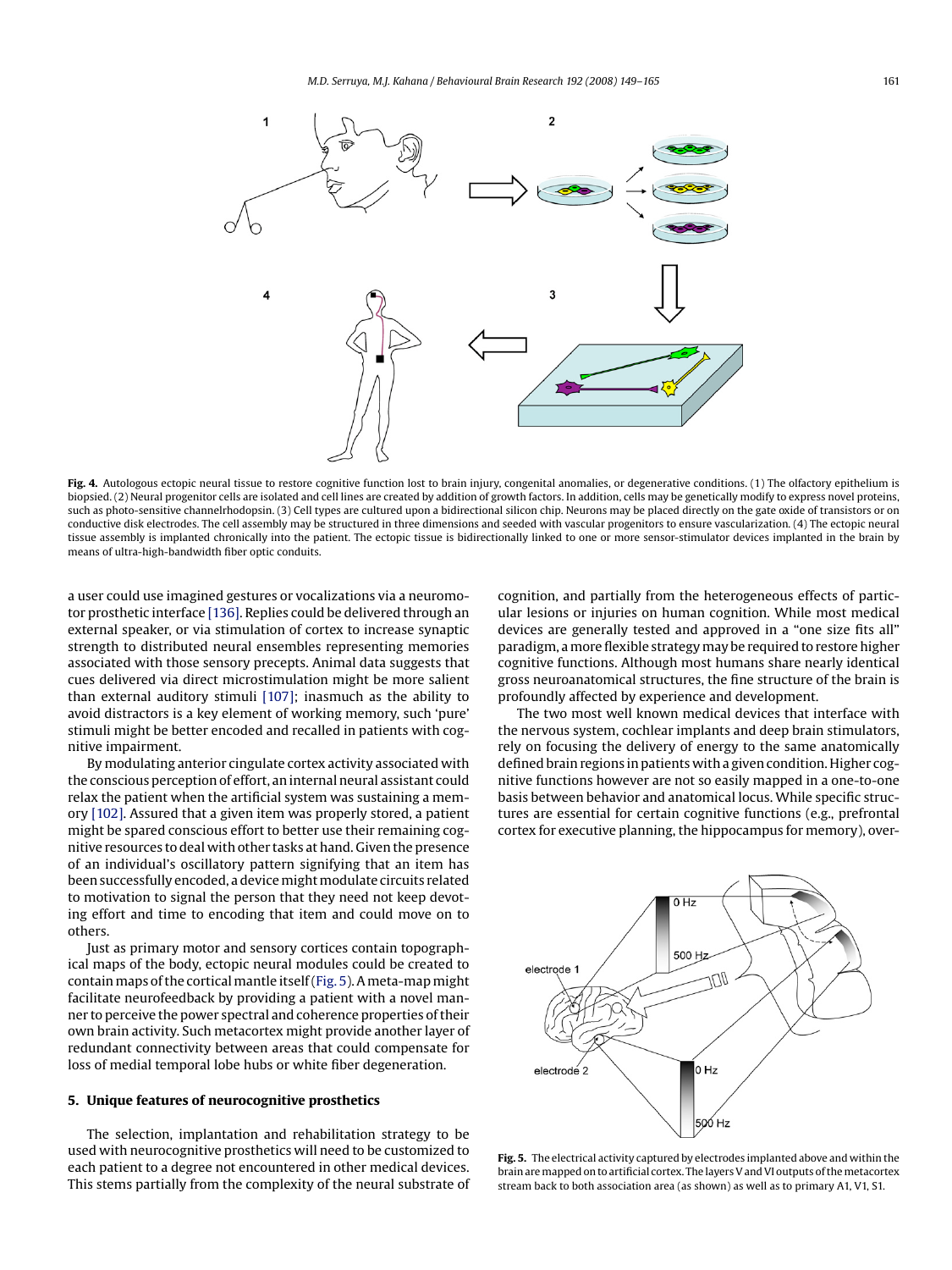1

2

4

3

**Fig. 4.** Autologous ectopic neural tissue to restore cognitive function lost to brain injury, congenital anomalies, or degenerative conditions. (1) The olfactory epithelium is biopsied. (2) Neural progenitor cells are isolated and cell lines are created by addition of growth factors. In addition, cells may be genetically modify to express novel proteins, such as photo-sensitive channelrhodopsin. (3) Cell types are cultured upon a bidirectional silicon chip. Neurons may be placed directly on the gate oxide of transistors or on conductive disk electrodes. The cell assembly may be structured in three dimensions and seeded with vascular progenitors to ensure vascularization. (4) The ectopic neural tissue assembly is implanted chronically into the patient. The ectopic tissue is bidirectionally linked to one or more sensor-stimulator devices implanted in the brain by means of ultra-high-bandwidth fiber optic conduits.

a user could use imagined gestures or vocalizations via a neuromotor prosthetic interface [136]. Replies could be delivered through an external speaker, or via stimulation of cortex to increase synaptic strength to distributed neural ensembles representing memories associated with those sensory precepts. Animal data suggests that cues delivered via direct microstimulation might be more salient than external auditory stimuli [107]; inasmuch as the ability to avoid distractors is a key element of working memory, such 'pure' stimuli might be better encoded and recalled in patients with cognitive impairment.

By modulating anterior cingulate cortex activity associated with the conscious perception of effort, an internal neural assistant could relax the patient when the artificial system was sustaining a memory [102]. Assured that a given item was properly stored, a patient might be spared conscious effort to better use their remaining cognitive resources to deal with other tasks at hand. Given the presence of an individual's oscillatory pattern signifying that an item has been successfully encoded, a device might modulate circuits related to motivation to signal the person that they need not keep devoting effort and time to encoding that item and could move on to others.

Just as primary motor and sensory cortices contain topographical maps of the body, ectopic neural modules could be created to contain maps of the cortical mantle itself (Fig. 5). A meta-map might facilitate neurofeedback by providing a patient with a novel manner to perceive the power spectral and coherence properties of their own brain activity. Such metacortex might provide another layer of redundant connectivity between areas that could compensate for loss of medial temporal lobe hubs or white fiber degeneration.

## 5. Unique features of neurocognitive prosthetics

The selection, implantation and rehabilitation strategy to be used with neurocognitive prosthetics will need to be customized to each patient to a degree not encountered in other medical devices. This stems partially from the complexity of the neural substrate of cognition, and partially from the heterogeneous effects of particular lesions or injuries on human cognition. While most medical devices are generally tested and approved in a "one size fits all" paradigm, a more flexible strategy may be required to restore higher cognitive functions. Although most humans share nearly identical gross neuroanatomical structures, the fine structure of the brain is profoundly affected by experience and development.

The two most well known medical devices that interface with the nervous system, cochlear implants and deep brain stimulators, rely on focusing the delivery of energy to the same anatomically defined brain regions in patients with a given condition. Higher cognitive functions however are not so easily mapped in a one-to-one basis between behavior and anatomical locus. While specific structures are essential for certain cognitive functions (e.g., prefrontal cortex for executive planning, the hippocampus for memory), over-

0 Hz

500 Hz

electrode 1

electrode 2

0 Hz

500 Hz

**Fig. 5.** The electrical activity captured by electrodes implanted above and within the brain are mapped on to artificial cortex. The layers V and VI outputs of the metacortex stream back to both association area (as shown) as well as to primary A1, V1, S1.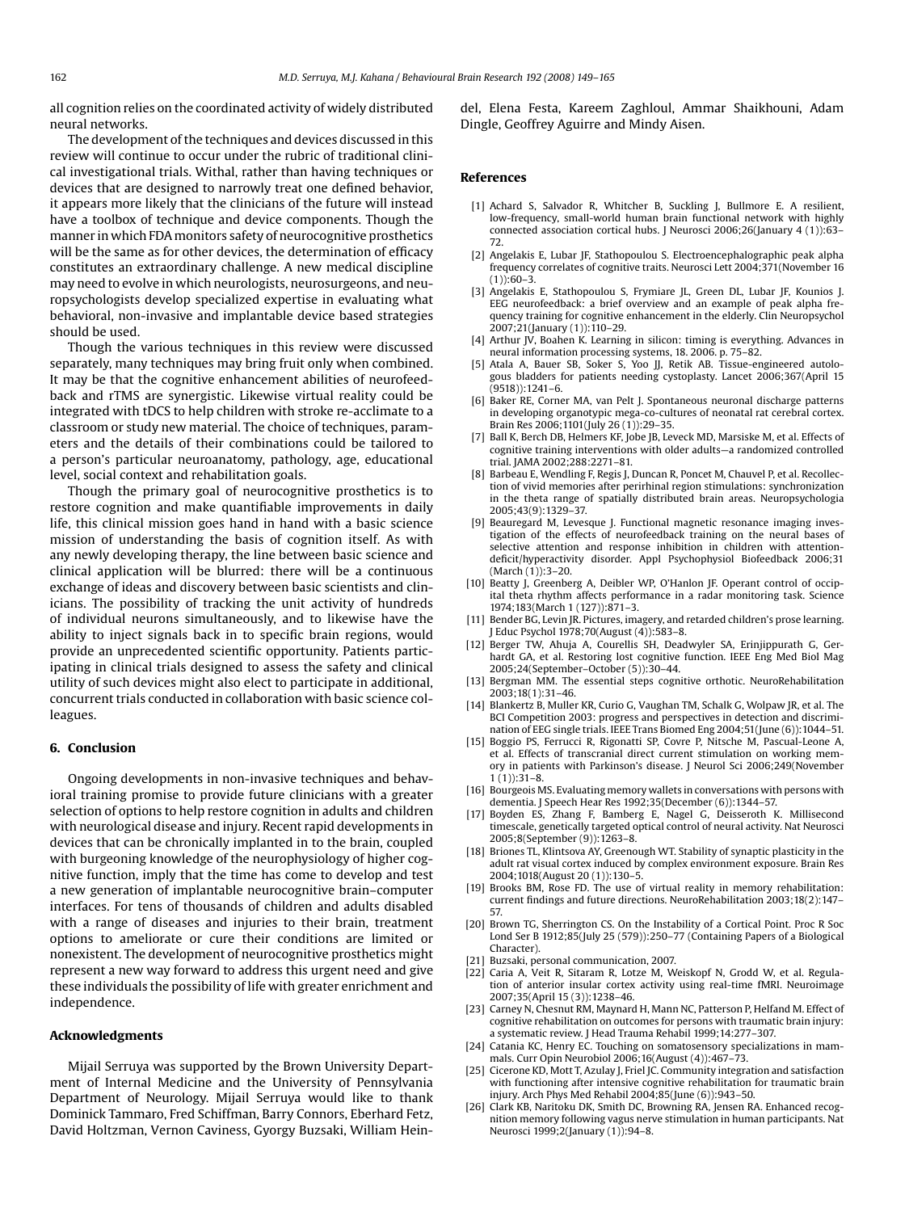all cognition relies on the coordinated activity of widely distributed neural networks.

The development of the techniques and devices discussed in this review will continue to occur under the rubric of traditional clinical investigational trials. Withal, rather than having techniques or devices that are designed to narrowly treat one defined behavior, it appears more likely that the clinicians of the future will instead have a toolbox of technique and device components. Though the manner in which FDA monitors safety of neurocognitive prosthetics will be the same as for other devices, the determination of efficacy constitutes an extraordinary challenge. A new medical discipline may need to evolve in which neurologists, neurosurgeons, and neuropsychologists develop specialized expertise in evaluating what behavioral, non-invasive and implantable device based strategies should be used.

Though the various techniques in this review were discussed separately, many techniques may bring fruit only when combined. It may be that the cognitive enhancement abilities of neurofeedback and rTMS are synergistic. Likewise virtual reality could be integrated with tDCS to help children with stroke re-acclimate to a classroom or study new material. The choice of techniques, parameters and the details of their combinations could be tailored to a person's particular neuroanatomy, pathology, age, educational level, social context and rehabilitation goals.

Though the primary goal of neurocognitive prosthetics is to restore cognition and make quantifiable improvements in daily life, this clinical mission goes hand in hand with a basic science mission of understanding the basis of cognition itself. As with any newly developing therapy, the line between basic science and clinical application will be blurred: there will be a continuous exchange of ideas and discovery between basic scientists and clinicians. The possibility of tracking the unit activity of hundreds of individual neurons simultaneously, and to likewise have the ability to inject signals back in to specific brain regions, would provide an unprecedented scientific opportunity. Patients participating in clinical trials designed to assess the safety and clinical utility of such devices might also elect to participate in additional, concurrent trials conducted in collaboration with basic science colleagues.

## 6. Conclusion

Ongoing developments in non-invasive techniques and behavioral training promise to provide future clinicians with a greater selection of options to help restore cognition in adults and children with neurological disease and injury. Recent rapid developments in devices that can be chronically implanted in to the brain, coupled with burgeoning knowledge of the neurophysiology of higher cognitive function, imply that the time has come to develop and test a new generation of implantable neurocognitive brain–computer interfaces. For tens of thousands of children and adults disabled with a range of diseases and injuries to their brain, treatment options to ameliorate or cure their conditions are limited or nonexistent. The development of neurocognitive prosthetics might represent a new way forward to address this urgent need and give these individuals the possibility of life with greater enrichment and independence.

## Acknowledgments

Mijail Serruya was supported by the Brown University Department of Internal Medicine and the University of Pennsylvania Department of Neurology. Mijail Serruya would like to thank Dominick Tammaro, Fred Schiffman, Barry Connors, Eberhard Fetz, David Holtzman, Vernon Caviness, Gyorgy Buzsaki, William Heindel, Elena Festa, Kareem Zaghloul, Ammar Shaikhouni, Adam Dingle, Geoffrey Aguirre and Mindy Aisen.

## References

[1] Achard S, Salvador R, Whitcher B, Suckling J, Bullmore E. A resilient, low-frequency, small-world human brain functional network with highly connected association cortical hubs. J Neurosci 2006;26(January 4 (1)):63–72.

[2] Angelakis E, Lubar JF, Stathopoulou S. Electroencephalographic peak alpha frequency correlates of cognitive traits. Neurosci Lett 2004;371(November 16 (1)):60–3.

[3] Angelakis E, Stathopoulou S, Frymiare JL, Green DL, Lubar JF, Kounios J. EEG neurofeedback: a brief overview and an example of peak alpha frequency training for cognitive enhancement in the elderly. Clin Neuropsychol 2007;21(January (1)):110–29.

[4] Arthur JV, Boahen K. Learning in silicon: timing is everything. Advances in neural information processing systems, 18. 2006. p. 75–82.

[5] Atala A, Bauer SB, Soker S, Yoo JJ, Retik AB. Tissue-engineered autologous bladders for patients needing cystoplasty. Lancet 2006;367(April 15 (9518)):1241–6.

[6] Baker RE, Corner MA, van Pelt J. Spontaneous neuronal discharge patterns in developing organotypic mega-co-cultures of neonatal rat cerebral cortex. Brain Res 2006;1101(July 26 (1)):29–35.

[7] Ball K, Berch DB, Helmers KF, Jobe JB, Leveck MD, Marsiske M, et al. Effects of cognitive training interventions with older adults—a randomized controlled trial. JAMA 2002;288:2271–81.

[8] Barbeau E, Wendling F, Regis J, Duncan R, Poncet M, Chauvel P, et al. Recollection of vivid memories after perirhinal region stimulations: synchronization in the theta range of spatially distributed brain areas. Neuropsychologia 2005;43(9):1329–37.

[9] Beauregard M, Levesque J. Functional magnetic resonance imaging investigation of the effects of neurofeedback training on the neural bases of selective attention and response inhibition in children with attention-deficit/hyperactivity disorder. Appl Psychophysiol Biofeedback 2006;31 (March (1)):3–20.

[10] Beatty J, Greenberg A, Deibler WP, O'Hanlon JF. Operant control of occipital theta rhythm affects performance in a radar monitoring task. Science 1974;183(March 1 (127)):871–3.

[11] Bender BG, Levin JR. Pictures, imagery, and retarded children's prose learning. J Educ Psychol 1978;70(August (4)):583–8.

[12] Berger TW, Ahuja A, Courellis SH, Deadwyler SA, Erinjippurath G, Gerhardt GA, et al. Restoring lost cognitive function. IEEE Eng Med Biol Mag 2005;24(September–October (5)):30–44.

[13] Bergman MM. The essential steps cognitive orthotic. NeuroRehabilitation 2003;18(1):31–46.

[14] Blankertz B, Muller KR, Curio G, Vaughan TM, Schalk G, Wolpaw JR, et al. The BCI Competition 2003: progress and perspectives in detection and discrimination of EEG single trials. IEEE Trans Biomed Eng 2004;51(June (6)):1044–51.

[15] Boggio PS, Ferrucci R, Rigonatti SP, Covre P, Nitsche M, Pascual-Leone A, et al. Effects of transcranial direct current stimulation on working memory in patients with Parkinson's disease. J Neurol Sci 2006;249(November 1 (1)):31–8.

[16] Bourgeois MS. Evaluating memory wallets in conversations with persons with dementia. J Speech Hear Res 1992;35(December (6)):1344–57.

[17] Boyden ES, Zhang F, Bamberg E, Nagel G, Deisseroth K. Millisecond timescale, genetically targeted optical control of neural activity. Nat Neurosci 2005;8(September (9)):1263–8.

[18] Briones TL, Klintsova AY, Greenough WT. Stability of synaptic plasticity in the adult rat visual cortex induced by complex environment exposure. Brain Res 2004;1018(August 20 (1)):130–5.

[19] Brooks BM, Rose FD. The use of virtual reality in memory rehabilitation: current findings and future directions. NeuroRehabilitation 2003;18(2):147–57.

[20] Brown TG, Sherrington CS. On the Instability of a Cortical Point. Proc R Soc Lond Ser B 1912;85(July 25 (579)):250–77 (Containing Papers of a Biological Character).

[21] Buzsaki, personal communication, 2007.

[22] Caria A, Veit R, Sitaram R, Lotze M, Weiskopf N, Grodd W, et al. Regulation of anterior insular cortex activity using real-time fMRI. Neuroimage 2007;35(April 15 (3)):1238–46.

[23] Carney N, Chesnut RM, Maynard H, Mann NC, Patterson P, Helfand M. Effect of cognitive rehabilitation on outcomes for persons with traumatic brain injury: a systematic review. J Head Trauma Rehabil 1999;14:277–307.

[24] Catania KC, Henry EC. Touching on somatosensory specializations in mammals. Curr Opin Neurobiol 2006;16(August (4)):467–73.

[25] Cicerone KD, Mott T, Azulay J, Friel JC. Community integration and satisfaction with functioning after intensive cognitive rehabilitation for traumatic brain injury. Arch Phys Med Rehabil 2004;85(June (6)):943–50.

[26] Clark KB, Naritoku DK, Smith DC, Browning RA, Jensen RA. Enhanced recognition memory following vagus nerve stimulation in human participants. Nat Neurosci 1999;2(January (1)):94–8.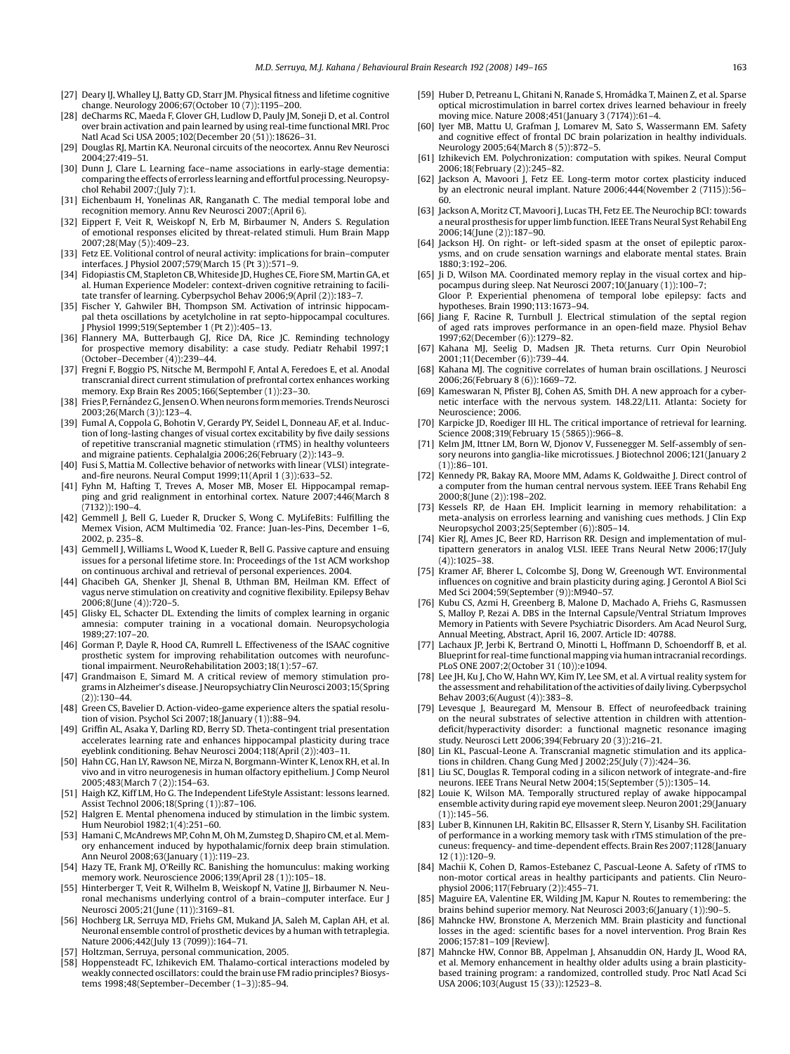[27] Deary IJ, Whalley LJ, Batty GD, Starr JM. Physical fitness and lifetime cognitive change. Neurology 2006;67(October 10 (7)):1195–200.

[28] deCharms RC, Maeda F, Glover GH, Ludlow D, Pauly JM, Soneji D, et al. Control over brain activation and pain learned by using real-time functional MRI. Proc Natl Acad Sci USA 2005;102(December 20 (51)):18626–31.

[29] Douglas RJ, Martin KA. Neuronal circuits of the neocortex. Annu Rev Neurosci 2004;27:419–51.

[30] Dunn J, Clare L. Learning face–name associations in early-stage dementia: comparing the effects of errorless learning and effortful processing. Neuropsychol Rehabil 2007;(July 7):1.

[31] Eichenbaum H, Yonelinas AR, Ranganath C. The medial temporal lobe and recognition memory. Annu Rev Neurosci 2007;(April 6).

[32] Eippert F, Veit R, Weiskopf N, Erb M, Birbaumer N, Anders S. Regulation of emotional responses elicited by threat-related stimuli. Hum Brain Mapp 2007;28(May (5)):409–23.

[33] Fetz EE. Volitional control of neural activity: implications for brain–computer interfaces. J Physiol 2007;579(March 15 (Pt 3)):571–9.

[34] Fidopiastis CM, Stapleton CB, Whiteside JD, Hughes CE, Fiore SM, Martin GA, et al. Human Experience Modeler: context-driven cognitive retraining to facilitate transfer of learning. Cyberpsychol Behav 2006;9(April (2)):183–7.

[35] Fischer Y, Gahwiler BH, Thompson SM. Activation of intrinsic hippocampal theta oscillations by acetylcholine in rat septo-hippocampal cocultures. J Physiol 1999;519(September 1 (Pt 2)):405–13.

[36] Flannery MA, Butterbaugh GJ, Rice DA, Rice JC. Reminding technology for prospective memory disability: a case study. Pediatr Rehabil 1997;1 (October–December (4)):239–44.

[37] Fregni F, Boggio PS, Nitsche M, Bermpohl F, Antal A, Feredoes E, et al. Anodal transcranial direct current stimulation of prefrontal cortex enhances working memory. Exp Brain Res 2005;166(September (1)):23–30.

[38] Fries P, Fernández G, Jensen O. When neurons form memories. Trends Neurosci 2003;26(March (3)):123–4.

[39] Fumal A, Coppola G, Bohotin V, Gerardy PY, Seidel L, Donneau AF, et al. Induction of long-lasting changes of visual cortex excitability by five daily sessions of repetitive transcranial magnetic stimulation (rTMS) in healthy volunteers and migraine patients. Cephalalgia 2006;26(February (2)):143–9.

[40] Fusi S, Mattia M. Collective behavior of networks with linear (VLSI) integrate-and-fire neurons. Neural Comput 1999;11(April 1 (3)):633–52.

[41] Fyhn M, Hafting T, Treves A, Moser MB, Moser EI. Hippocampal remapping and grid realignment in entorhinal cortex. Nature 2007;446(March 8 (7132)):190–4.

[42] Gemmell J, Bell G, Lueder R, Drucker S, Wong C. MyLifeBits: Fulfilling the Memex Vision, ACM Multimedia '02. France: Juan-les-Pins, December 1–6, 2002, p. 235–8.

[43] Gemmell J, Williams L, Wood K, Lueder R, Bell G. Passive capture and ensuing issues for a personal lifetime store. In: Proceedings of the 1st ACM workshop on continuous archival and retrieval of personal experiences. 2004.

[44] Ghacibeh GA, Shenker JI, Shenal B, Uthman BM, Heilman KM. Effect of vagus nerve stimulation on creativity and cognitive flexibility. Epilepsy Behav 2006;8(June (4)):720–5.

[45] Glisky EL, Schacter DL. Extending the limits of complex learning in organic amnesia: computer training in a vocational domain. Neuropsychologia 1989;27:107–20.

[46] Gorman P, Dayle R, Hood CA, Rumrell L. Effectiveness of the ISAAC cognitive prosthetic system for improving rehabilitation outcomes with neurofunctional impairment. NeuroRehabilitation 2003;18(1):57–67.

[47] Grandmaison E, Simard M. A critical review of memory stimulation programs in Alzheimer's disease. J Neuropsychiatry Clin Neurosci 2003;15(Spring (2)):130–44.

[48] Green CS, Bavelier D. Action-video-game experience alters the spatial resolution of vision. Psychol Sci 2007;18(January (1)):88–94.

[49] Griffin AL, Asaka Y, Darling RD, Berry SD. Theta-contingent trial presentation accelerates learning rate and enhances hippocampal plasticity during trace eyeblink conditioning. Behav Neurosci 2004;118(April (2)):403–11.

[50] Hahn CG, Han LY, Rawson NE, Mirza N, Borgmann-Winter K, Lenox RH, et al. In vivo and in vitro neurogenesis in human olfactory epithelium. J Comp Neurol 2005;483(March 7 (2)):154–63.

[51] Haigh KZ, Kiff LM, Ho G. The Independent LifeStyle Assistant: lessons learned. Assist Technol 2006;18(Spring (1)):87–106.

[52] Halgren E. Mental phenomena induced by stimulation in the limbic system. Hum Neurobiol 1982;1(4):251–60.

[53] Hamani C, McAndrews MP, Cohn M, Oh M, Zumsteg D, Shapiro CM, et al. Memory enhancement induced by hypothalamic/fornix deep brain stimulation. Ann Neurol 2008;63(January (1)):119–23.

[54] Hazy TE, Frank MJ, O'Reilly RC. Banishing the homunculus: making working memory work. Neuroscience 2006;139(April 28 (1)):105–18.

[55] Hinterberger T, Veit R, Wilhelm B, Weiskopf N, Vatine JJ, Birbaumer N. Neuronal mechanisms underlying control of a brain–computer interface. Eur J Neurosci 2005;21(June (11)):3169–81.

[56] Hochberg LR, Serruya MD, Friehs GM, Mukand JA, Saleh M, Caplan AH, et al. Neuronal ensemble control of prosthetic devices by a human with tetraplegia. Nature 2006;442(July 13 (7099)):164–71.

[57] Holtzman, Serruya, personal communication, 2005.

[58] Hoppensteadt FC, Izhikevich EM. Thalamo-cortical interactions modeled by weakly connected oscillators: could the brain use FM radio principles? Biosystems 1998;48(September–December (1–3)):85–94.

[59] Huber D, Petreanu L, Ghitani N, Ranade S, Hromádka T, Mainen Z, et al. Sparse optical microstimulation in barrel cortex drives learned behaviour in freely moving mice. Nature 2008;451(January 3 (7174)):61–4.

[60] Iyer MB, Mattu U, Grafman J, Lomarev M, Sato S, Wassermann EM. Safety and cognitive effect of frontal DC brain polarization in healthy individuals. Neurology 2005;64(March 8 (5)):872–5.

[61] Izhikevich EM. Polychronization: computation with spikes. Neural Comput 2006;18(February (2)):245–82.

[62] Jackson A, Mavoori J, Fetz EE. Long-term motor cortex plasticity induced by an electronic neural implant. Nature 2006;444(November 2 (7115)):56–60.

[63] Jackson A, Moritz CT, Mavoori J, Lucas TH, Fetz EE. The Neurochip BCI: towards a neural prosthesis for upper limb function. IEEE Trans Neural Syst Rehabil Eng 2006;14(June (2)):187–90.

[64] Jackson HJ. On right- or left-sided spasm at the onset of epileptic paroxysms, and on crude sensation warnings and elaborate mental states. Brain 1880;3:192–206.

[65] Ji D, Wilson MA. Coordinated memory replay in the visual cortex and hippocampus during sleep. Nat Neurosci 2007;10(January (1)):100–7;
Gloor P. Experiential phenomena of temporal lobe epilepsy: facts and hypotheses. Brain 1990;113:1673–94.

[66] Jiang F, Racine R, Turnbull J. Electrical stimulation of the septal region of aged rats improves performance in an open-field maze. Physiol Behav 1997;62(December (6)):1279–82.

[67] Kahana MJ, Seelig D, Madsen JR. Theta returns. Curr Opin Neurobiol 2001;11(December (6)):739–44.

[68] Kahana MJ. The cognitive correlates of human brain oscillations. J Neurosci 2006;26(February 8 (6)):1669–72.

[69] Kameswaran N, Pfister BJ, Cohen AS, Smith DH. A new approach for a cybernetic interface with the nervous system. 148.22/L11. Atlanta: Society for Neuroscience; 2006.

[70] Karpicke JD, Roediger III HL. The critical importance of retrieval for learning. Science 2008;319(February 15 (5865)):966–8.

[71] Kelm JM, Ittner LM, Born W, Djonov V, Fussenegger M. Self-assembly of sensory neurons into ganglia-like microtissues. J Biotechnol 2006;121(January 2 (1)):86–101.

[72] Kennedy PR, Bakay RA, Moore MM, Adams K, Goldwaithe J. Direct control of a computer from the human central nervous system. IEEE Trans Rehabil Eng 2000;8(June (2)):198–202.

[73] Kessels RP, de Haan EH. Implicit learning in memory rehabilitation: a meta-analysis on errorless learning and vanishing cues methods. J Clin Exp Neuropsychol 2003;25(September (6)):805–14.

[74] Kier RJ, Ames JC, Beer RD, Harrison RR. Design and implementation of multipattern generators in analog VLSI. IEEE Trans Neural Netw 2006;17(July (4)):1025–38.

[75] Kramer AF, Bherer L, Colcombe SJ, Dong W, Greenough WT. Environmental influences on cognitive and brain plasticity during aging. J Gerontol A Biol Sci Med Sci 2004;59(September (9)):M940–57.

[76] Kubu CS, Azmi H, Greenberg B, Malone D, Machado A, Friehs G, Rasmussen S, Malloy P, Rezai A. DBS in the Internal Capsule/Ventral Striatum Improves Memory in Patients with Severe Psychiatric Disorders. Am Acad Neurol Surg, Annual Meeting, Abstract, April 16, 2007. Article ID: 40788.

[77] Lachaux JP, Jerbi K, Bertrand O, Minotti L, Hoffmann D, Schoendorff B, et al. Blueprint for real-time functional mapping via human intracranial recordings. PLoS ONE 2007;2(October 31 (10)):e1094.

[78] Lee JH, Ku J, Cho W, Hahn WY, Kim IY, Lee SM, et al. A virtual reality system for the assessment and rehabilitation of the activities of daily living. Cyberpsychol Behav 2003;6(August (4)):383–8.

[79] Levesque J, Beauregard M, Mensour B. Effect of neurofeedback training on the neural substrates of selective attention in children with attention-deficit/hyperactivity disorder: a functional magnetic resonance imaging study. Neurosci Lett 2006;394(February 20 (3)):216–21.

[80] Lin KL, Pascual-Leone A. Transcranial magnetic stimulation and its applications in children. Chang Gung Med J 2002;25(July (7)):424–36.

[81] Liu SC, Douglas R. Temporal coding in a silicon network of integrate-and-fire neurons. IEEE Trans Neural Netw 2004;15(September (5)):1305–14.

[82] Louie K, Wilson MA. Temporally structured replay of awake hippocampal ensemble activity during rapid eye movement sleep. Neuron 2001;29(January (1)):145–56.

[83] Luber B, Kinnunen LH, Rakitin BC, Ellsasser R, Stern Y, Lisanby SH. Facilitation of performance in a working memory task with rTMS stimulation of the precuneus: frequency- and time-dependent effects. Brain Res 2007;1128(January 12 (1)):120–9.

[84] Machii K, Cohen D, Ramos-Estebanez C, Pascual-Leone A. Safety of rTMS to non-motor cortical areas in healthy participants and patients. Clin Neurophysiol 2006;117(February (2)):455–71.

[85] Maguire EA, Valentine ER, Wilding JM, Kapur N. Routes to remembering: the brains behind superior memory. Nat Neurosci 2003;6(January (1)):90–5.

[86] Mahncke HW, Bronstone A, Merzenich MM. Brain plasticity and functional losses in the aged: scientific bases for a novel intervention. Prog Brain Res 2006;157:81–109 [Review].

[87] Mahncke HW, Connor BB, Appelman J, Ahsanuddin ON, Hardy JL, Wood RA, et al. Memory enhancement in healthy older adults using a brain plasticity-based training program: a randomized, controlled study. Proc Natl Acad Sci USA 2006;103(August 15 (33)):12523–8.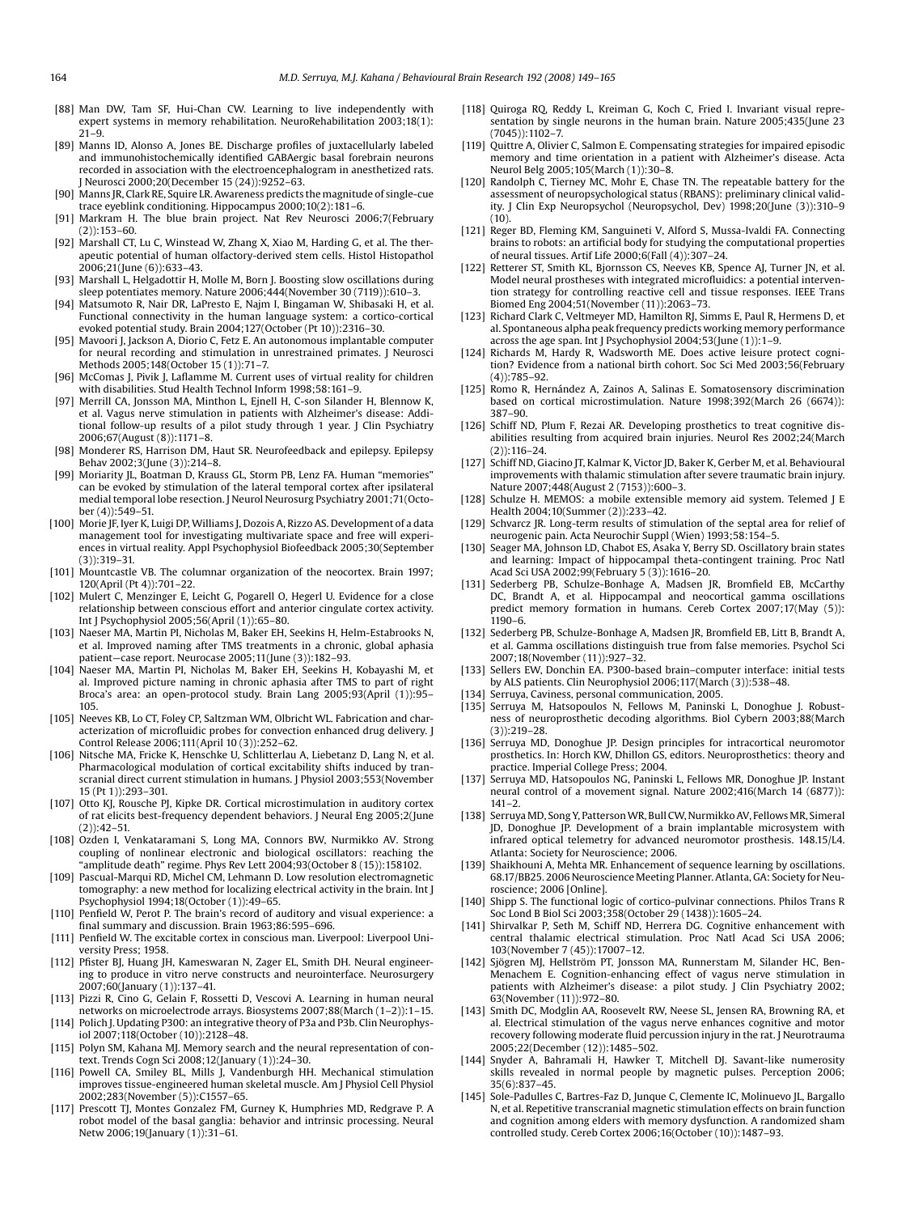[88] Man DW, Tam SF, Hui-Chan CW. Learning to live independently with expert systems in memory rehabilitation. NeuroRehabilitation 2003;18(1): 21–9.

[89] Manns ID, Alonso A, Jones BE. Discharge profiles of juxtacellularly labeled and immunohistochemically identified GABAergic basal forebrain neurons recorded in association with the electroencephalogram in anesthetized rats. J Neurosci 2000;20(December 15 (24)):9252–63.

[90] Manns JR, Clark RE, Squire LR. Awareness predicts the magnitude of single-cue trace eyeblink conditioning. Hippocampus 2000;10(2):181–6.

[91] Markram H. The blue brain project. Nat Rev Neurosci 2006;7(February (2)):153–60.

[92] Marshall CT, Lu C, Winstead W, Zhang X, Xiao M, Harding G, et al. The therapeutic potential of human olfactory-derived stem cells. Histol Histopathol 2006;21(June (6)):633–43.

[93] Marshall L, Helgadottir H, Molle M, Born J. Boosting slow oscillations during sleep potentiates memory. Nature 2006;444(November 30 (7119)):610–3.

[94] Matsumoto R, Nair DR, LaPresto E, Najm I, Bingaman W, Shibasaki H, et al. Functional connectivity in the human language system: a cortico-cortical evoked potential study. Brain 2004;127(October (Pt 10)):2316–30.

[95] Mavoori J, Jackson A, Diorio C, Fetz E. An autonomous implantable computer for neural recording and stimulation in unrestrained primates. J Neurosci Methods 2005;148(October 15 (1)):71–7.

[96] McComas J, Pivik J, Laflamme M. Current uses of virtual reality for children with disabilities. Stud Health Technol Inform 1998;58:161–9.

[97] Merrill CA, Jonsson MA, Minthon L, Ejnell H, C-son Silander H, Blennow K, et al. Vagus nerve stimulation in patients with Alzheimer's disease: Additional follow-up results of a pilot study through 1 year. J Clin Psychiatry 2006;67(August (8)):1171–8.

[98] Monderer RS, Harrison DM, Haut SR. Neurofeedback and epilepsy. Epilepsy Behav 2002;3(June (3)):214–8.

[99] Moriarty JL, Boatman D, Krauss GL, Storm PB, Lenz FA. Human "memories" can be evoked by stimulation of the lateral temporal cortex after ipsilateral medial temporal lobe resection. J Neurol Neurosurg Psychiatry 2001;71(October (4)):549–51.

[100] Morie JF, Iyer K, Luigi DP, Williams J, Dozois A, Rizzo AS. Development of a data management tool for investigating multivariate space and free will experiences in virtual reality. Appl Psychophysiol Biofeedback 2005;30(September (3)):319–31.

[101] Mountcastle VB. The columnar organization of the neocortex. Brain 1997; 120(April (Pt 4)):701–22.

[102] Mulert C, Menzinger E, Leicht G, Pogarell O, Hegerl U. Evidence for a close relationship between conscious effort and anterior cingulate cortex activity. Int J Psychophysiol 2005;56(April (1)):65–80.

[103] Naeser MA, Martin PI, Nicholas M, Baker EH, Seekins H, Helm-Estabrooks N, et al. Improved naming after TMS treatments in a chronic, global aphasia patient—case report. Neurocase 2005;11(June (3)):182–93.

[104] Naeser MA, Martin PI, Nicholas M, Baker EH, Seekins H, Kobayashi M, et al. Improved picture naming in chronic aphasia after TMS to part of right Broca's area: an open-protocol study. Brain Lang 2005;93(April (1)):95–105.

[105] Neeves KB, Lo CT, Foley CP, Saltzman WM, Olbricht WL. Fabrication and characterization of microfluidic probes for convection enhanced drug delivery. J Control Release 2006;111(April 10 (3)):252–62.

[106] Nitsche MA, Fricke K, Henschke U, Schlitterlau A, Liebetanz D, Lang N, et al. Pharmacological modulation of cortical excitability shifts induced by transcranial direct current stimulation in humans. J Physiol 2003;553(November 15 (Pt 1)):293–301.

[107] Otto KJ, Rousche PJ, Kipke DR. Cortical microstimulation in auditory cortex of rat elicits best-frequency dependent behaviors. J Neural Eng 2005;2(June (2)):42–51.

[108] Ozden I, Venkataramani S, Long MA, Connors BW, Nurmikko AV. Strong coupling of nonlinear electronic and biological oscillators: reaching the "amplitude death" regime. Phys Rev Lett 2004;93(October 8 (15)):158102.

[109] Pascual-Marqui RD, Michel CM, Lehmann D. Low resolution electromagnetic tomography: a new method for localizing electrical activity in the brain. Int J Psychophysiol 1994;18(October (1)):49–65.

[110] Penfield W, Perot P. The brain's record of auditory and visual experience: a final summary and discussion. Brain 1963;86:595–696.

[111] Penfield W. The excitable cortex in conscious man. Liverpool: Liverpool University Press; 1958.

[112] Pfister BJ, Huang JH, Kameswaran N, Zager EL, Smith DH. Neural engineering to produce in vitro nerve constructs and neurointerface. Neurosurgery 2007;60(January (1)):137–41.

[113] Pizzi R, Cino G, Gelain F, Rossetti D, Vescovi A. Learning in human neural networks on microelectrode arrays. Biosystems 2007;88(March (1–2)):1–15.

[114] Polich J. Updating P300: an integrative theory of P3a and P3b. Clin Neurophysiol 2007;118(October (10)):2128–48.

[115] Polyn SM, Kahana MJ. Memory search and the neural representation of context. Trends Cogn Sci 2008;12(January (1)):24–30.

[116] Powell CA, Smiley BL, Mills J, Vandenburgh HH. Mechanical stimulation improves tissue-engineered human skeletal muscle. Am J Physiol Cell Physiol 2002;283(November (5)):C1557–65.

[117] Prescott TJ, Montes Gonzalez FM, Gurney K, Humphries MD, Redgrave P. A robot model of the basal ganglia: behavior and intrinsic processing. Neural Netw 2006;19(January (1)):31–61.

[118] Quiroga RQ, Reddy L, Kreiman G, Koch C, Fried I. Invariant visual representation by single neurons in the human brain. Nature 2005;435(June 23 (7045)):1102–7.

[119] Quittre A, Olivier C, Salmon E. Compensating strategies for impaired episodic memory and time orientation in a patient with Alzheimer's disease. Acta Neurol Belg 2005;105(March (1)):30–8.

[120] Randolph C, Tierney MC, Mohr E, Chase TN. The repeatable battery for the assessment of neuropsychological status (RBANS): preliminary clinical validity. J Clin Exp Neuropsychol (Neuropsychol, Dev) 1998;20(June (3)):310–9 (10).

[121] Reger BD, Fleming KM, Sanguineti V, Alford S, Mussa-Ivaldi FA. Connecting brains to robots: an artificial body for studying the computational properties of neural tissues. Artif Life 2000;6(Fall (4)):307–24.

[122] Retterer ST, Smith KL, Bjornsson CS, Neeves KB, Spence AJ, Turner JN, et al. Model neural prostheses with integrated microfluidics: a potential intervention strategy for controlling reactive cell and tissue responses. IEEE Trans Biomed Eng 2004;51(November (11)):2063–73.

[123] Richard Clark C, Veltmeyer MD, Hamilton RJ, Simms E, Paul R, Hermens D, et al. Spontaneous alpha peak frequency predicts working memory performance across the age span. Int J Psychophysiol 2004;53(June (1)):1–9.

[124] Richards M, Hardy R, Wadsworth ME. Does active leisure protect cognition? Evidence from a national birth cohort. Soc Sci Med 2003;56(February (4)):785–92.

[125] Romo R, Hernández A, Zainos A, Salinas E. Somatosensory discrimination based on cortical microstimulation. Nature 1998;392(March 26 (6674)): 387–90.

[126] Schiff ND, Plum F, Rezai AR. Developing prosthetics to treat cognitive disabilities resulting from acquired brain injuries. Neurol Res 2002;24(March (2)):116–24.

[127] Schiff ND, Giacino JT, Kalmar K, Victor JD, Baker K, Gerber M, et al. Behavioural improvements with thalamic stimulation after severe traumatic brain injury. Nature 2007;448(August 2 (7153)):600–3.

[128] Schulze H. MEMOS: a mobile extensible memory aid system. Telemed J E Health 2004;10(Summer (2)):233–42.

[129] Schvarcz JR. Long-term results of stimulation of the septal area for relief of neurogenic pain. Acta Neurochir Suppl (Wien) 1993;58:154–5.

[130] Seager MA, Johnson LD, Chabot ES, Asaka Y, Berry SD. Oscillatory brain states and learning: Impact of hippocampal theta-contingent training. Proc Natl Acad Sci USA 2002;99(February 5 (3)):1616–20.

[131] Sederberg PB, Schulze-Bonhage A, Madsen JR, Bromfield EB, McCarthy DC, Brandt A, et al. Hippocampal and neocortical gamma oscillations predict memory formation in humans. Cereb Cortex 2007;17(May (5)): 1190–6.

[132] Sederberg PB, Schulze-Bonhage A, Madsen JR, Bromfield EB, Litt B, Brandt A, et al. Gamma oscillations distinguish true from false memories. Psychol Sci 2007;18(November (11)):927–32.

[133] Sellers EW, Donchin EA. P300-based brain–computer interface: initial tests by ALS patients. Clin Neurophysiol 2006;117(March (3)):538–48.

[134] Serruya, Caviness, personal communication, 2005.

[135] Serruya M, Hatsopoulos N, Fellows M, Paninski L, Donoghue J. Robustness of neuroprosthetic decoding algorithms. Biol Cybern 2003;88(March (3)):219–28.

[136] Serruya MD, Donoghue JP. Design principles for intracortical neuromotor prosthetics. In: Horch KW, Dhillon GS, editors. Neuroprosthetics: theory and practice. Imperial College Press; 2004.

[137] Serruya MD, Hatsopoulos NG, Paninski L, Fellows MR, Donoghue JP. Instant neural control of a movement signal. Nature 2002;416(March 14 (6877)): 141–2.

[138] Serruya MD, Song Y, Patterson WR, Bull CW, Nurmikko AV, Fellows MR, Simeral JD, Donoghue JP. Development of a brain implantable microsystem with infrared optical telemetry for advanced neuromotor prosthesis. 148.15/L4. Atlanta: Society for Neuroscience; 2006.

[139] Shaikhouni A, Mehta MR. Enhancement of sequence learning by oscillations. 68.17/BB25. 2006 Neuroscience Meeting Planner. Atlanta, GA: Society for Neuroscience; 2006 [Online].

[140] Shipp S. The functional logic of cortico-pulvinar connections. Philos Trans R Soc Lond B Biol Sci 2003;358(October 29 (1438)):1605–24.

[141] Shirvalkar P, Seth M, Schiff ND, Herrera DG. Cognitive enhancement with central thalamic electrical stimulation. Proc Natl Acad Sci USA 2006; 103(November 7 (45)):17007–12.

[142] Sjögren MJ, Hellström PT, Jonsson MA, Runnerstam M, Silander HC, Ben-Menachem E. Cognition-enhancing effect of vagus nerve stimulation in patients with Alzheimer's disease: a pilot study. J Clin Psychiatry 2002; 63(November (11)):972–80.

[143] Smith DC, Modglin AA, Roosevelt RW, Neese SL, Jensen RA, Browning RA, et al. Electrical stimulation of the vagus nerve enhances cognitive and motor recovery following moderate fluid percussion injury in the rat. J Neurotrauma 2005;22(December (12)):1485–502.

[144] Snyder A, Bahramali H, Hawker T, Mitchell DJ. Savant-like numerosity skills revealed in normal people by magnetic pulses. Perception 2006; 35(6):837–45.

[145] Sole-Padulles C, Bartres-Faz D, Junque C, Clemente IC, Molinuevo JL, Bargallo N, et al. Repetitive transcranial magnetic stimulation effects on brain function and cognition among elders with memory dysfunction. A randomized sham controlled study. Cereb Cortex 2006;16(October (10)):1487–93.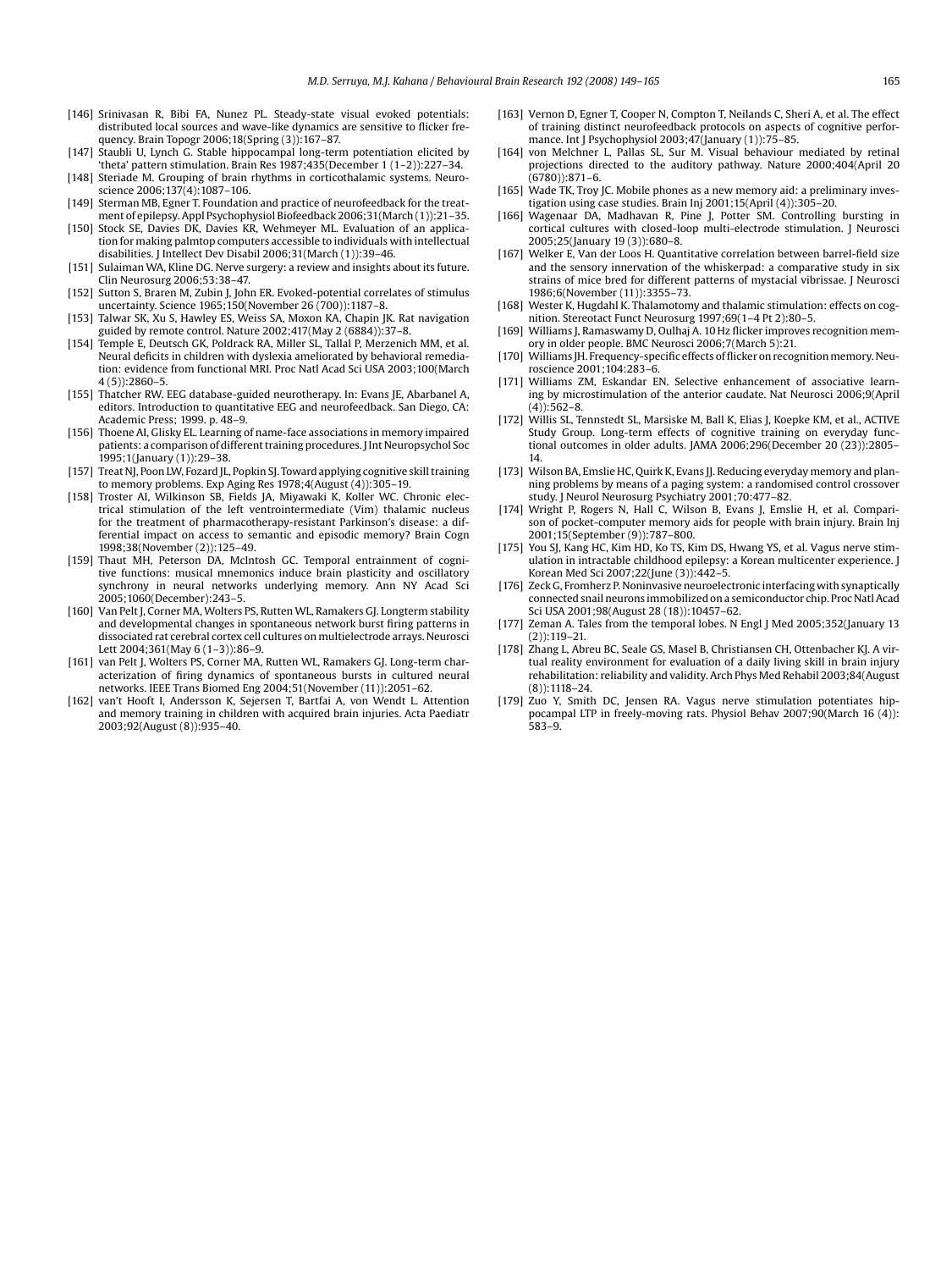[146] Srinivasan R, Bibi FA, Nunez PL. Steady-state visual evoked potentials: distributed local sources and wave-like dynamics are sensitive to flicker frequency. Brain Topogr 2006;18(Spring (3)):167–87.

[147] Staubli U, Lynch G. Stable hippocampal long-term potentiation elicited by 'theta' pattern stimulation. Brain Res 1987;435(December 1 (1–2)):227–34.

[148] Steriade M. Grouping of brain rhythms in corticothalamic systems. Neuroscience 2006;137(4):1087–106.

[149] Sterman MB, Egner T. Foundation and practice of neurofeedback for the treatment of epilepsy. Appl Psychophysiol Biofeedback 2006;31(March (1)):21–35.

[150] Stock SE, Davies DK, Davies KR, Wehmeyer ML. Evaluation of an application for making palmtop computers accessible to individuals with intellectual disabilities. J Intellect Dev Disabil 2006;31(March (1)):39–46.

[151] Sulaiman WA, Kline DG. Nerve surgery: a review and insights about its future. Clin Neurosurg 2006;53:38–47.

[152] Sutton S, Braren M, Zubin J, John ER. Evoked-potential correlates of stimulus uncertainty. Science 1965;150(November 26 (700)):1187–8.

[153] Talwar SK, Xu S, Hawley ES, Weiss SA, Moxon KA, Chapin JK. Rat navigation guided by remote control. Nature 2002;417(May 2 (6884)):37–8.

[154] Temple E, Deutsch GK, Poldrack RA, Miller SL, Tallal P, Merzenich MM, et al. Neural deficits in children with dyslexia ameliorated by behavioral remediation: evidence from functional MRI. Proc Natl Acad Sci USA 2003;100(March 4 (5)):2860–5.

[155] Thatcher RW. EEG database-guided neurotherapy. In: Evans JE, Abarbanel A, editors. Introduction to quantitative EEG and neurofeedback. San Diego, CA: Academic Press; 1999. p. 48–9.

[156] Thoene AI, Glisky EL. Learning of name-face associations in memory impaired patients: a comparison of different training procedures. J Int Neuropsychol Soc 1995;1(January (1)):29–38.

[157] Treat NJ, Poon LW, Fozard JL, Popkin SJ. Toward applying cognitive skill training to memory problems. Exp Aging Res 1978;4(August (4)):305–19.

[158] Troster AI, Wilkinson SB, Fields JA, Miyawaki K, Koller WC. Chronic electrical stimulation of the left ventrointermediate (Vim) thalamic nucleus for the treatment of pharmacotherapy-resistant Parkinson's disease: a differential impact on access to semantic and episodic memory? Brain Cogn 1998;38(November (2)):125–49.

[159] Thaut MH, Peterson DA, McIntosh GC. Temporal entrainment of cognitive functions: musical mnemonics induce brain plasticity and oscillatory synchrony in neural networks underlying memory. Ann NY Acad Sci 2005;1060(December):243–5.

[160] Van Pelt J, Corner MA, Wolters PS, Rutten WL, Ramakers GJ. Longterm stability and developmental changes in spontaneous network burst firing patterns in dissociated rat cerebral cortex cell cultures on multielectrode arrays. Neurosci Lett 2004;361(May 6 (1–3)):86–9.

[161] van Pelt J, Wolters PS, Corner MA, Rutten WL, Ramakers GJ. Long-term characterization of firing dynamics of spontaneous bursts in cultured neural networks. IEEE Trans Biomed Eng 2004;51(November (11)):2051–62.

[162] van't Hooft I, Andersson K, Sejersen T, Bartfai A, von Wendt L. Attention and memory training in children with acquired brain injuries. Acta Paediatr 2003;92(August (8)):935–40.

[163] Vernon D, Egner T, Cooper N, Compton T, Neilands C, Sheri A, et al. The effect of training distinct neurofeedback protocols on aspects of cognitive performance. Int J Psychophysiol 2003;47(January (1)):75–85.

[164] von Melchner L, Pallas SL, Sur M. Visual behaviour mediated by retinal projections directed to the auditory pathway. Nature 2000;404(April 20 (6780)):871–6.

[165] Wade TK, Troy JC. Mobile phones as a new memory aid: a preliminary investigation using case studies. Brain Inj 2001;15(April (4)):305–20.

[166] Wagenaar DA, Madhavan R, Pine J, Potter SM. Controlling bursting in cortical cultures with closed-loop multi-electrode stimulation. J Neurosci 2005;25(January 19 (3)):680–8.

[167] Welker E, Van der Loos H. Quantitative correlation between barrel-field size and the sensory innervation of the whiskerpad: a comparative study in six strains of mice bred for different patterns of mystacial vibrissae. J Neurosci 1986;6(November (11)):3355–73.

[168] Wester K, Hugdahl K. Thalamotomy and thalamic stimulation: effects on cognition. Stereotact Funct Neurosurg 1997;69(1–4 Pt 2):80–5.

[169] Williams J, Ramaswamy D, Oulhaj A. 10 Hz flicker improves recognition memory in older people. BMC Neurosci 2006;7(March 5):21.

[170] Williams JH. Frequency-specific effects of flicker on recognition memory. Neuroscience 2001;104:283–6.

[171] Williams ZM, Eskandar EN. Selective enhancement of associative learning by microstimulation of the anterior caudate. Nat Neurosci 2006;9(April (4)):562–8.

[172] Willis SL, Tennstedt SL, Marsiske M, Ball K, Elias J, Koepke KM, et al., ACTIVE Study Group. Long-term effects of cognitive training on everyday functional outcomes in older adults. JAMA 2006;296(December 20 (23)):2805–14.

[173] Wilson BA, Emslie HC, Quirk K, Evans JJ. Reducing everyday memory and planning problems by means of a paging system: a randomised control crossover study. J Neurol Neurosurg Psychiatry 2001;70:477–82.

[174] Wright P, Rogers N, Hall C, Wilson B, Evans J, Emslie H, et al. Comparison of pocket-computer memory aids for people with brain injury. Brain Inj 2001;15(September (9)):787–800.

[175] You SJ, Kang HC, Kim HD, Ko TS, Kim DS, Hwang YS, et al. Vagus nerve stimulation in intractable childhood epilepsy: a Korean multicenter experience. J Korean Med Sci 2007;22(June (3)):442–5.

[176] Zeck G, Fromherz P. Noninvasive neuroelectronic interfacing with synaptically connected snail neurons immobilized on a semiconductor chip. Proc Natl Acad Sci USA 2001;98(August 28 (18)):10457–62.

[177] Zeman A. Tales from the temporal lobes. N Engl J Med 2005;352(January 13 (2)):119–21.

[178] Zhang L, Abreu BC, Seale GS, Masel B, Christiansen CH, Ottenbacher KJ. A virtual reality environment for evaluation of a daily living skill in brain injury rehabilitation: reliability and validity. Arch Phys Med Rehabil 2003;84(August (8)):1118–24.

[179] Zuo Y, Smith DC, Jensen RA. Vagus nerve stimulation potentiates hippocampal LTP in freely-moving rats. Physiol Behav 2007;90(March 16 (4)): 583–9.